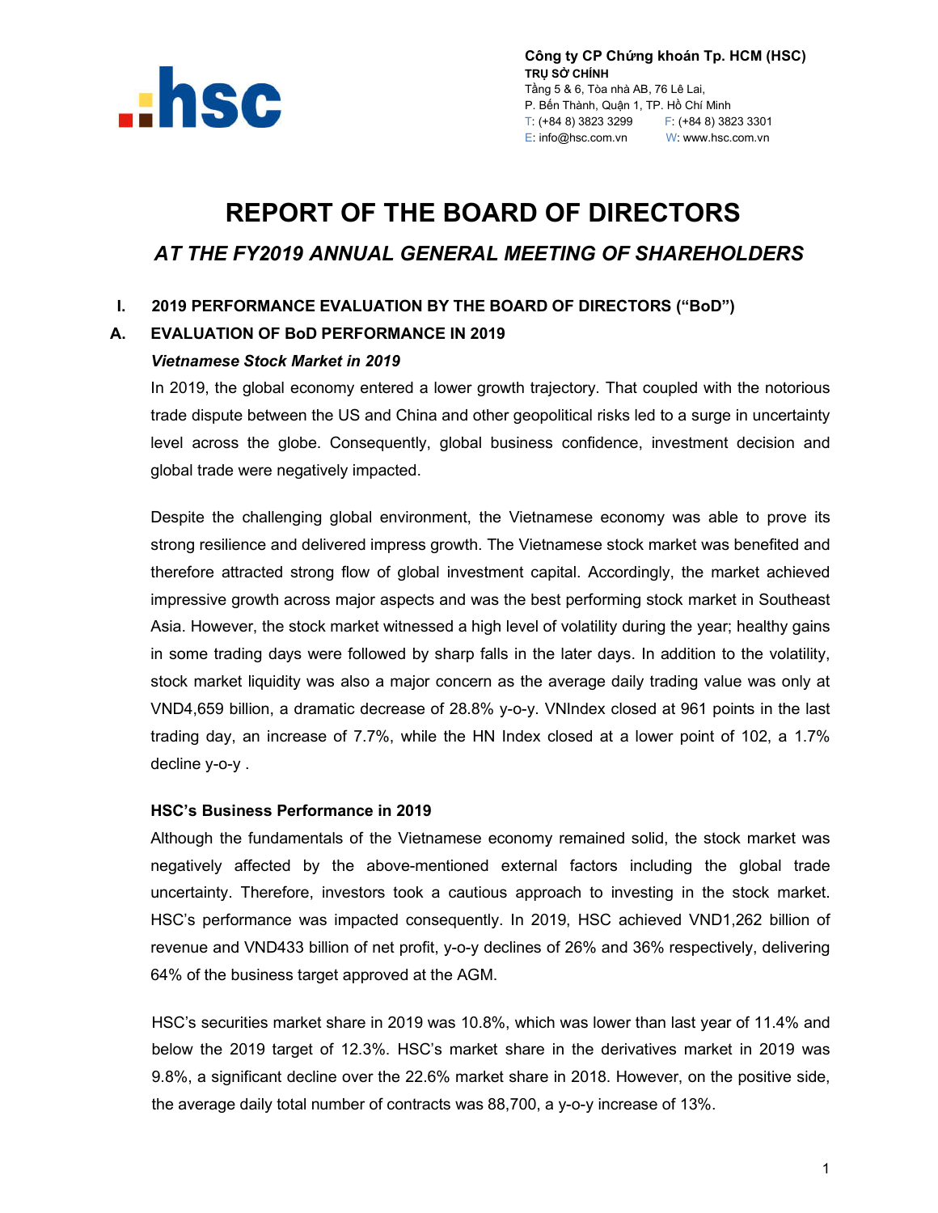Công ty CP Chứng khoán Tp. HCM (HSC)
**TRỤ SỞ CHÍNH**
Tầng 5 & 6, Tòa nhà AB, 76 Lê Lai,
P. Bến Thành, Quận 1, TP. Hồ Chí Minh
T: (+84 8) 3823 3299 F: (+84 8) 3823 3301
E: info@hsc.com.vn W: www.hsc.com.vn

# REPORT OF THE BOARD OF DIRECTORS

## *AT THE FY2019 ANNUAL GENERAL MEETING OF SHAREHOLDERS*

### I. 2019 PERFORMANCE EVALUATION BY THE BOARD OF DIRECTORS ("BoD")

### A. EVALUATION OF BoD PERFORMANCE IN 2019

***Vietnamese Stock Market in 2019***

In 2019, the global economy entered a lower growth trajectory. That coupled with the notorious trade dispute between the US and China and other geopolitical risks led to a surge in uncertainty level across the globe. Consequently, global business confidence, investment decision and global trade were negatively impacted.

Despite the challenging global environment, the Vietnamese economy was able to prove its strong resilience and delivered impress growth. The Vietnamese stock market was benefited and therefore attracted strong flow of global investment capital. Accordingly, the market achieved impressive growth across major aspects and was the best performing stock market in Southeast Asia. However, the stock market witnessed a high level of volatility during the year; healthy gains in some trading days were followed by sharp falls in the later days. In addition to the volatility, stock market liquidity was also a major concern as the average daily trading value was only at VND4,659 billion, a dramatic decrease of 28.8% y-o-y. VNIndex closed at 961 points in the last trading day, an increase of 7.7%, while the HN Index closed at a lower point of 102, a 1.7% decline y-o-y .

**HSC's Business Performance in 2019**

Although the fundamentals of the Vietnamese economy remained solid, the stock market was negatively affected by the above-mentioned external factors including the global trade uncertainty. Therefore, investors took a cautious approach to investing in the stock market. HSC's performance was impacted consequently. In 2019, HSC achieved VND1,262 billion of revenue and VND433 billion of net profit, y-o-y declines of 26% and 36% respectively, delivering 64% of the business target approved at the AGM.

HSC's securities market share in 2019 was 10.8%, which was lower than last year of 11.4% and below the 2019 target of 12.3%. HSC's market share in the derivatives market in 2019 was 9.8%, a significant decline over the 22.6% market share in 2018. However, on the positive side, the average daily total number of contracts was 88,700, a y-o-y increase of 13%.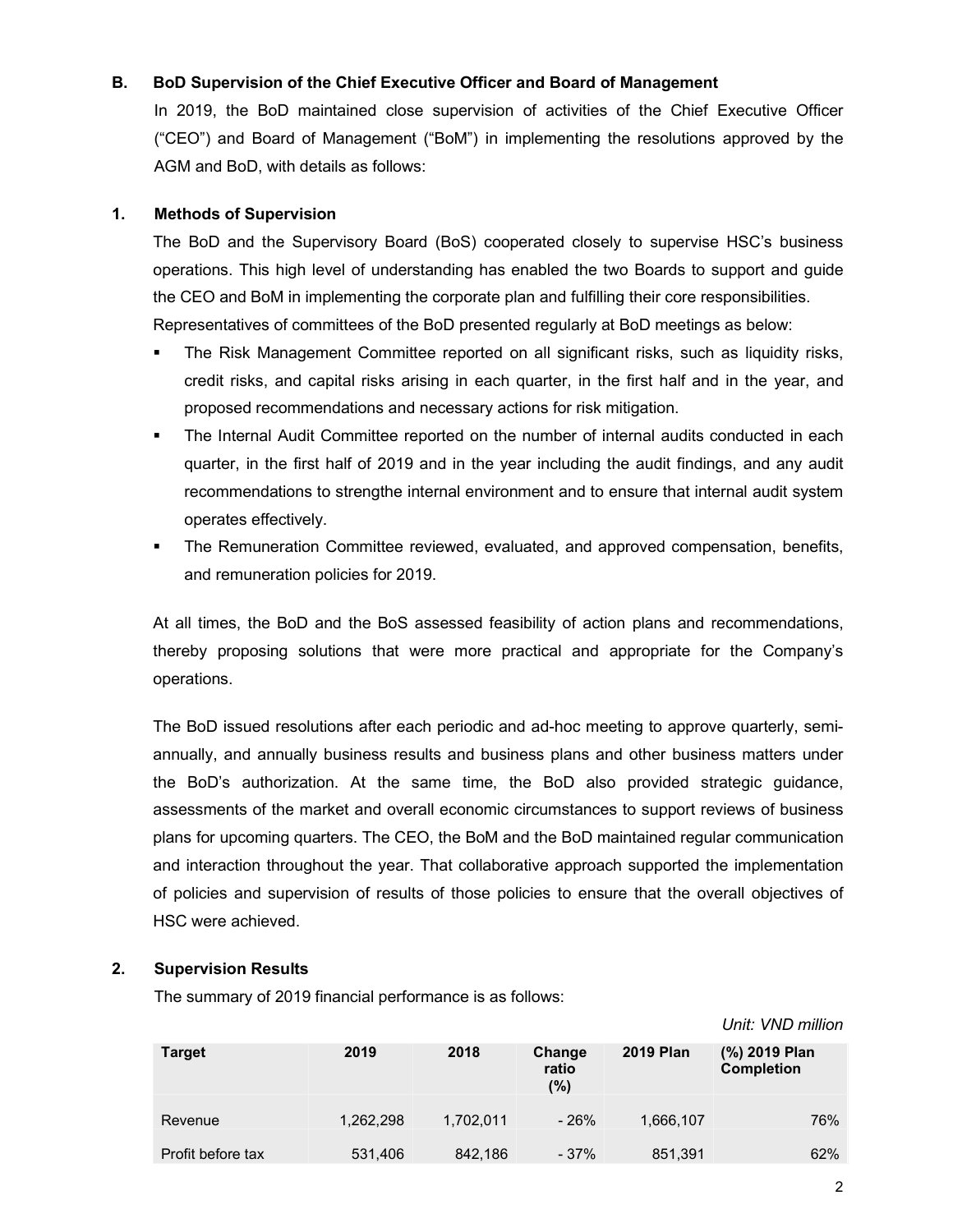## B. BoD Supervision of the Chief Executive Officer and Board of Management

In 2019, the BoD maintained close supervision of activities of the Chief Executive Officer ("CEO") and Board of Management ("BoM") in implementing the resolutions approved by the AGM and BoD, with details as follows:

### 1. Methods of Supervision

The BoD and the Supervisory Board (BoS) cooperated closely to supervise HSC's business operations. This high level of understanding has enabled the two Boards to support and guide the CEO and BoM in implementing the corporate plan and fulfilling their core responsibilities.

Representatives of committees of the BoD presented regularly at BoD meetings as below:

- The Risk Management Committee reported on all significant risks, such as liquidity risks, credit risks, and capital risks arising in each quarter, in the first half and in the year, and proposed recommendations and necessary actions for risk mitigation.
- The Internal Audit Committee reported on the number of internal audits conducted in each quarter, in the first half of 2019 and in the year including the audit findings, and any audit recommendations to strengthe internal environment and to ensure that internal audit system operates effectively.
- The Remuneration Committee reviewed, evaluated, and approved compensation, benefits, and remuneration policies for 2019.

At all times, the BoD and the BoS assessed feasibility of action plans and recommendations, thereby proposing solutions that were more practical and appropriate for the Company's operations.

The BoD issued resolutions after each periodic and ad-hoc meeting to approve quarterly, semi-annually, and annually business results and business plans and other business matters under the BoD's authorization. At the same time, the BoD also provided strategic guidance, assessments of the market and overall economic circumstances to support reviews of business plans for upcoming quarters. The CEO, the BoM and the BoD maintained regular communication and interaction throughout the year. That collaborative approach supported the implementation of policies and supervision of results of those policies to ensure that the overall objectives of HSC were achieved.

### 2. Supervision Results

The summary of 2019 financial performance is as follows:

*Unit: VND million*

| Target | 2019 | 2018 | Change ratio (%) | 2019 Plan | (%) 2019 Plan Completion |
|---|---|---|---|---|---|
| Revenue | 1,262,298 | 1,702,011 | - 26% | 1,666,107 | 76% |
| Profit before tax | 531,406 | 842,186 | - 37% | 851,391 | 62% |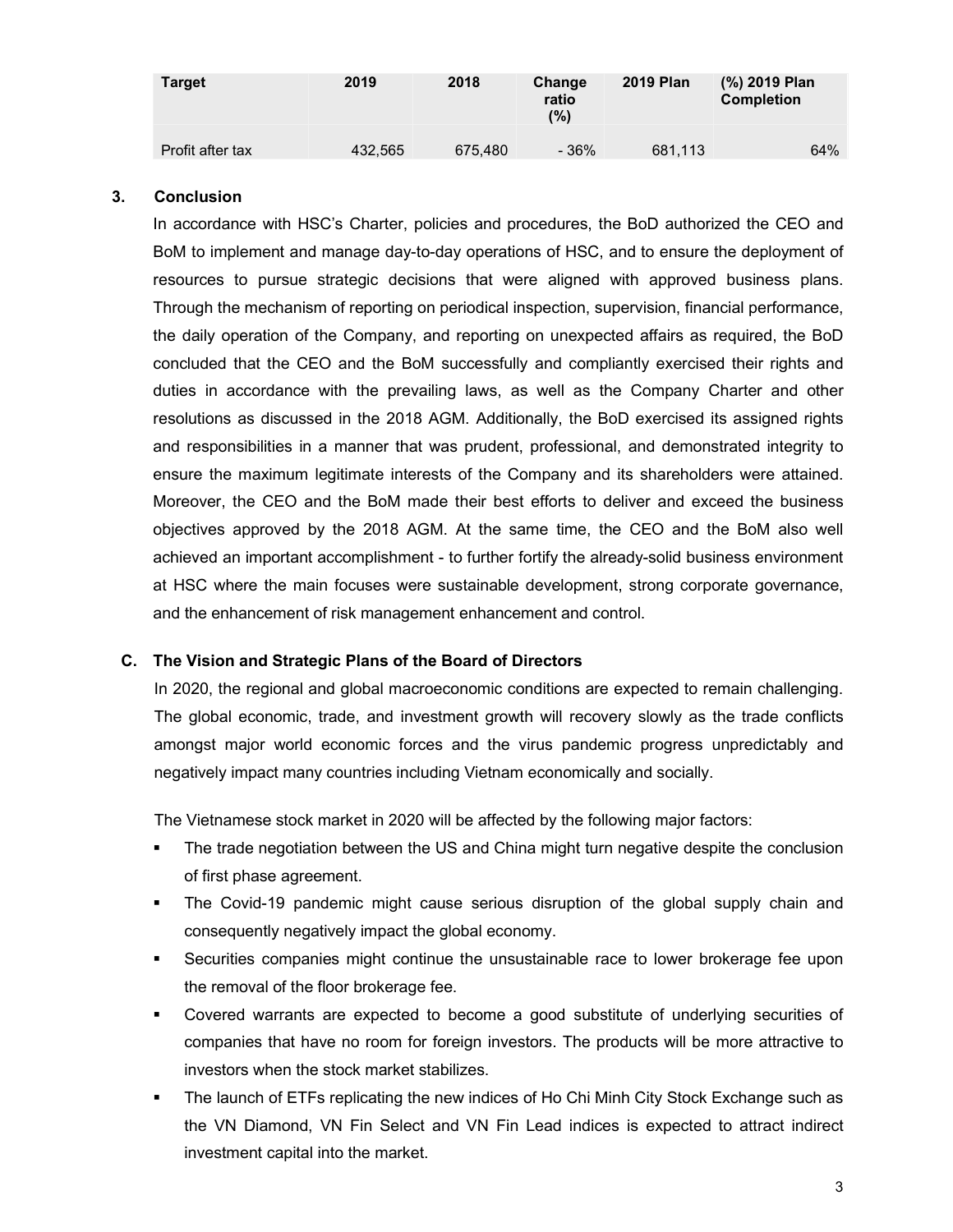| Target | 2019 | 2018 | Change ratio (%) | 2019 Plan | (%) 2019 Plan Completion |
|---|---|---|---|---|---|
| Profit after tax | 432,565 | 675,480 | - 36% | 681,113 | 64% |

### 3. Conclusion

In accordance with HSC's Charter, policies and procedures, the BoD authorized the CEO and BoM to implement and manage day-to-day operations of HSC, and to ensure the deployment of resources to pursue strategic decisions that were aligned with approved business plans. Through the mechanism of reporting on periodical inspection, supervision, financial performance, the daily operation of the Company, and reporting on unexpected affairs as required, the BoD concluded that the CEO and the BoM successfully and compliantly exercised their rights and duties in accordance with the prevailing laws, as well as the Company Charter and other resolutions as discussed in the 2018 AGM. Additionally, the BoD exercised its assigned rights and responsibilities in a manner that was prudent, professional, and demonstrated integrity to ensure the maximum legitimate interests of the Company and its shareholders were attained. Moreover, the CEO and the BoM made their best efforts to deliver and exceed the business objectives approved by the 2018 AGM. At the same time, the CEO and the BoM also well achieved an important accomplishment - to further fortify the already-solid business environment at HSC where the main focuses were sustainable development, strong corporate governance, and the enhancement of risk management enhancement and control.

## C. The Vision and Strategic Plans of the Board of Directors

In 2020, the regional and global macroeconomic conditions are expected to remain challenging. The global economic, trade, and investment growth will recovery slowly as the trade conflicts amongst major world economic forces and the virus pandemic progress unpredictably and negatively impact many countries including Vietnam economically and socially.

The Vietnamese stock market in 2020 will be affected by the following major factors:

- The trade negotiation between the US and China might turn negative despite the conclusion of first phase agreement.
- The Covid-19 pandemic might cause serious disruption of the global supply chain and consequently negatively impact the global economy.
- Securities companies might continue the unsustainable race to lower brokerage fee upon the removal of the floor brokerage fee.
- Covered warrants are expected to become a good substitute of underlying securities of companies that have no room for foreign investors. The products will be more attractive to investors when the stock market stabilizes.
- The launch of ETFs replicating the new indices of Ho Chi Minh City Stock Exchange such as the VN Diamond, VN Fin Select and VN Fin Lead indices is expected to attract indirect investment capital into the market.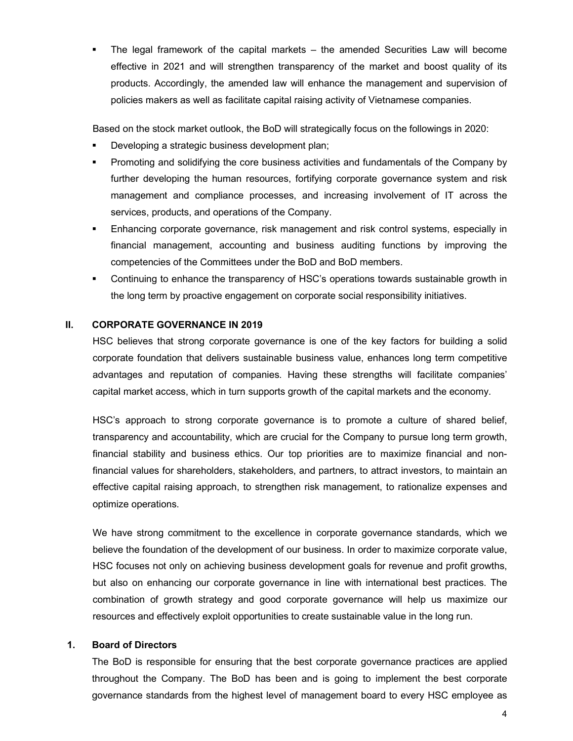- The legal framework of the capital markets – the amended Securities Law will become effective in 2021 and will strengthen transparency of the market and boost quality of its products. Accordingly, the amended law will enhance the management and supervision of policies makers as well as facilitate capital raising activity of Vietnamese companies.

Based on the stock market outlook, the BoD will strategically focus on the followings in 2020:

- Developing a strategic business development plan;
- Promoting and solidifying the core business activities and fundamentals of the Company by further developing the human resources, fortifying corporate governance system and risk management and compliance processes, and increasing involvement of IT across the services, products, and operations of the Company.
- Enhancing corporate governance, risk management and risk control systems, especially in financial management, accounting and business auditing functions by improving the competencies of the Committees under the BoD and BoD members.
- Continuing to enhance the transparency of HSC's operations towards sustainable growth in the long term by proactive engagement on corporate social responsibility initiatives.

## II. CORPORATE GOVERNANCE IN 2019

HSC believes that strong corporate governance is one of the key factors for building a solid corporate foundation that delivers sustainable business value, enhances long term competitive advantages and reputation of companies. Having these strengths will facilitate companies' capital market access, which in turn supports growth of the capital markets and the economy.

HSC's approach to strong corporate governance is to promote a culture of shared belief, transparency and accountability, which are crucial for the Company to pursue long term growth, financial stability and business ethics. Our top priorities are to maximize financial and non-financial values for shareholders, stakeholders, and partners, to attract investors, to maintain an effective capital raising approach, to strengthen risk management, to rationalize expenses and optimize operations.

We have strong commitment to the excellence in corporate governance standards, which we believe the foundation of the development of our business. In order to maximize corporate value, HSC focuses not only on achieving business development goals for revenue and profit growths, but also on enhancing our corporate governance in line with international best practices. The combination of growth strategy and good corporate governance will help us maximize our resources and effectively exploit opportunities to create sustainable value in the long run.

### 1. Board of Directors

The BoD is responsible for ensuring that the best corporate governance practices are applied throughout the Company. The BoD has been and is going to implement the best corporate governance standards from the highest level of management board to every HSC employee as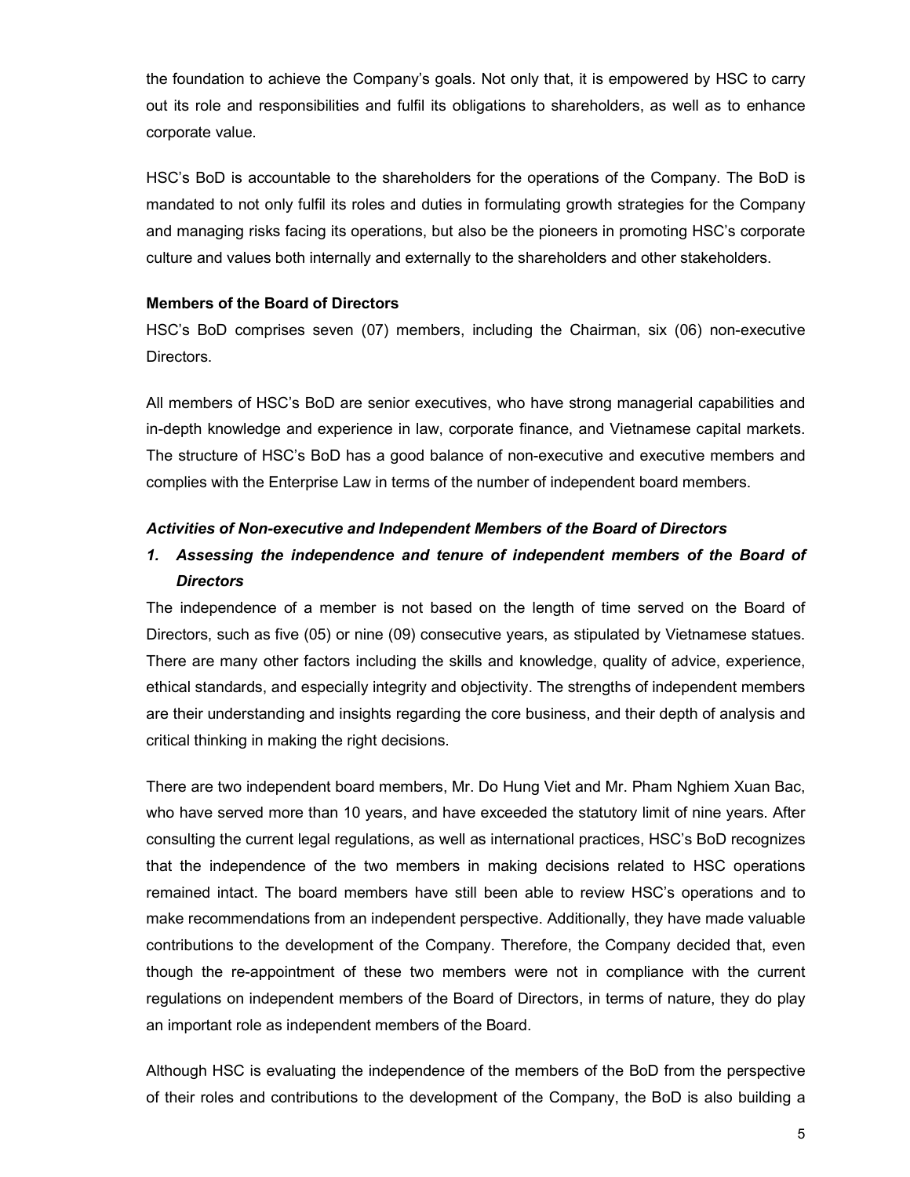the foundation to achieve the Company's goals. Not only that, it is empowered by HSC to carry out its role and responsibilities and fulfil its obligations to shareholders, as well as to enhance corporate value.

HSC's BoD is accountable to the shareholders for the operations of the Company. The BoD is mandated to not only fulfil its roles and duties in formulating growth strategies for the Company and managing risks facing its operations, but also be the pioneers in promoting HSC's corporate culture and values both internally and externally to the shareholders and other stakeholders.

**Members of the Board of Directors**

HSC's BoD comprises seven (07) members, including the Chairman, six (06) non-executive Directors.

All members of HSC's BoD are senior executives, who have strong managerial capabilities and in-depth knowledge and experience in law, corporate finance, and Vietnamese capital markets. The structure of HSC's BoD has a good balance of non-executive and executive members and complies with the Enterprise Law in terms of the number of independent board members.

***Activities of Non-executive and Independent Members of the Board of Directors***

1. ***Assessing the independence and tenure of independent members of the Board of Directors***

The independence of a member is not based on the length of time served on the Board of Directors, such as five (05) or nine (09) consecutive years, as stipulated by Vietnamese statues. There are many other factors including the skills and knowledge, quality of advice, experience, ethical standards, and especially integrity and objectivity. The strengths of independent members are their understanding and insights regarding the core business, and their depth of analysis and critical thinking in making the right decisions.

There are two independent board members, Mr. Do Hung Viet and Mr. Pham Nghiem Xuan Bac, who have served more than 10 years, and have exceeded the statutory limit of nine years. After consulting the current legal regulations, as well as international practices, HSC's BoD recognizes that the independence of the two members in making decisions related to HSC operations remained intact. The board members have still been able to review HSC's operations and to make recommendations from an independent perspective. Additionally, they have made valuable contributions to the development of the Company. Therefore, the Company decided that, even though the re-appointment of these two members were not in compliance with the current regulations on independent members of the Board of Directors, in terms of nature, they do play an important role as independent members of the Board.

Although HSC is evaluating the independence of the members of the BoD from the perspective of their roles and contributions to the development of the Company, the BoD is also building a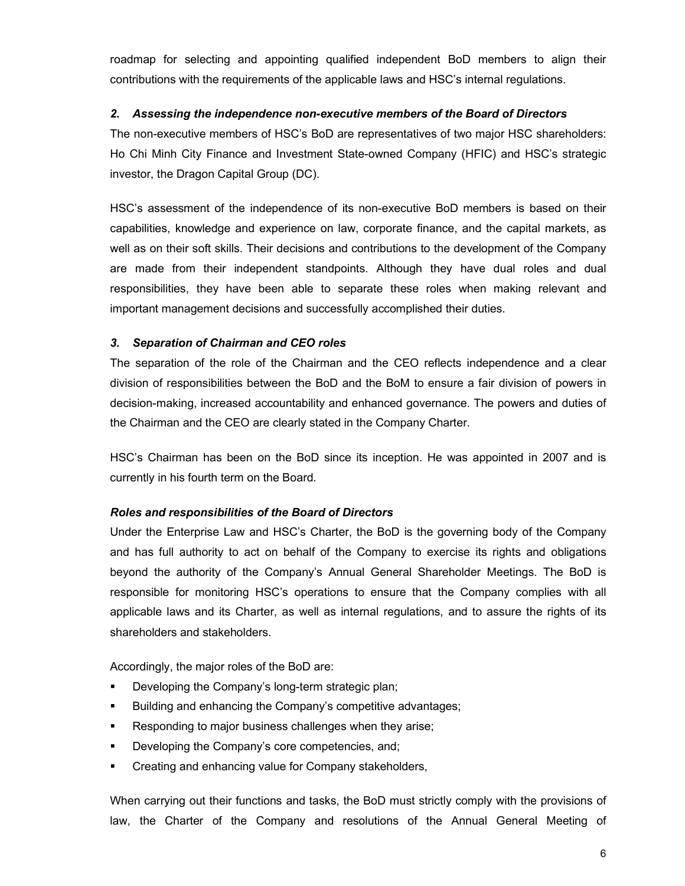roadmap for selecting and appointing qualified independent BoD members to align their contributions with the requirements of the applicable laws and HSC's internal regulations.

### *2. Assessing the independence non-executive members of the Board of Directors*

The non-executive members of HSC's BoD are representatives of two major HSC shareholders: Ho Chi Minh City Finance and Investment State-owned Company (HFIC) and HSC's strategic investor, the Dragon Capital Group (DC).

HSC's assessment of the independence of its non-executive BoD members is based on their capabilities, knowledge and experience on law, corporate finance, and the capital markets, as well as on their soft skills. Their decisions and contributions to the development of the Company are made from their independent standpoints. Although they have dual roles and dual responsibilities, they have been able to separate these roles when making relevant and important management decisions and successfully accomplished their duties.

### *3. Separation of Chairman and CEO roles*

The separation of the role of the Chairman and the CEO reflects independence and a clear division of responsibilities between the BoD and the BoM to ensure a fair division of powers in decision-making, increased accountability and enhanced governance. The powers and duties of the Chairman and the CEO are clearly stated in the Company Charter.

HSC's Chairman has been on the BoD since its inception. He was appointed in 2007 and is currently in his fourth term on the Board.

### *Roles and responsibilities of the Board of Directors*

Under the Enterprise Law and HSC's Charter, the BoD is the governing body of the Company and has full authority to act on behalf of the Company to exercise its rights and obligations beyond the authority of the Company's Annual General Shareholder Meetings. The BoD is responsible for monitoring HSC's operations to ensure that the Company complies with all applicable laws and its Charter, as well as internal regulations, and to assure the rights of its shareholders and stakeholders.

Accordingly, the major roles of the BoD are:

- Developing the Company's long-term strategic plan;
- Building and enhancing the Company's competitive advantages;
- Responding to major business challenges when they arise;
- Developing the Company's core competencies, and;
- Creating and enhancing value for Company stakeholders,

When carrying out their functions and tasks, the BoD must strictly comply with the provisions of law, the Charter of the Company and resolutions of the Annual General Meeting of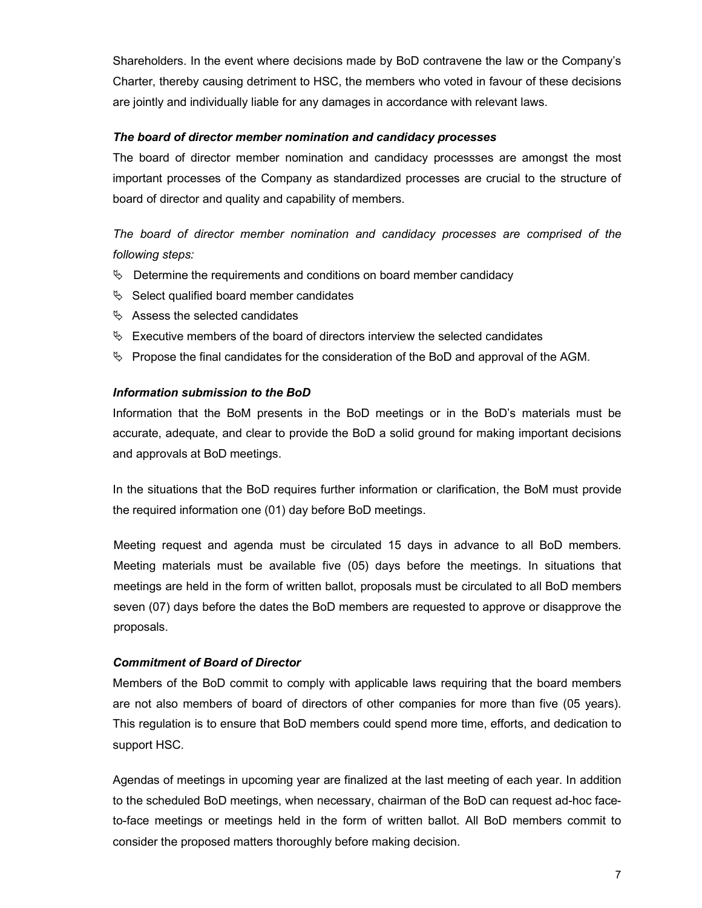Shareholders. In the event where decisions made by BoD contravene the law or the Company's Charter, thereby causing detriment to HSC, the members who voted in favour of these decisions are jointly and individually liable for any damages in accordance with relevant laws.

***The board of director member nomination and candidacy processes***

The board of director member nomination and candidacy processses are amongst the most important processes of the Company as standardized processes are crucial to the structure of board of director and quality and capability of members.

*The board of director member nomination and candidacy processes are comprised of the following steps:*

- Determine the requirements and conditions on board member candidacy
- Select qualified board member candidates
- Assess the selected candidates
- Executive members of the board of directors interview the selected candidates
- Propose the final candidates for the consideration of the BoD and approval of the AGM.

***Information submission to the BoD***

Information that the BoM presents in the BoD meetings or in the BoD's materials must be accurate, adequate, and clear to provide the BoD a solid ground for making important decisions and approvals at BoD meetings.

In the situations that the BoD requires further information or clarification, the BoM must provide the required information one (01) day before BoD meetings.

Meeting request and agenda must be circulated 15 days in advance to all BoD members. Meeting materials must be available five (05) days before the meetings. In situations that meetings are held in the form of written ballot, proposals must be circulated to all BoD members seven (07) days before the dates the BoD members are requested to approve or disapprove the proposals.

***Commitment of Board of Director***

Members of the BoD commit to comply with applicable laws requiring that the board members are not also members of board of directors of other companies for more than five (05 years). This regulation is to ensure that BoD members could spend more time, efforts, and dedication to support HSC.

Agendas of meetings in upcoming year are finalized at the last meeting of each year. In addition to the scheduled BoD meetings, when necessary, chairman of the BoD can request ad-hoc face-to-face meetings or meetings held in the form of written ballot. All BoD members commit to consider the proposed matters thoroughly before making decision.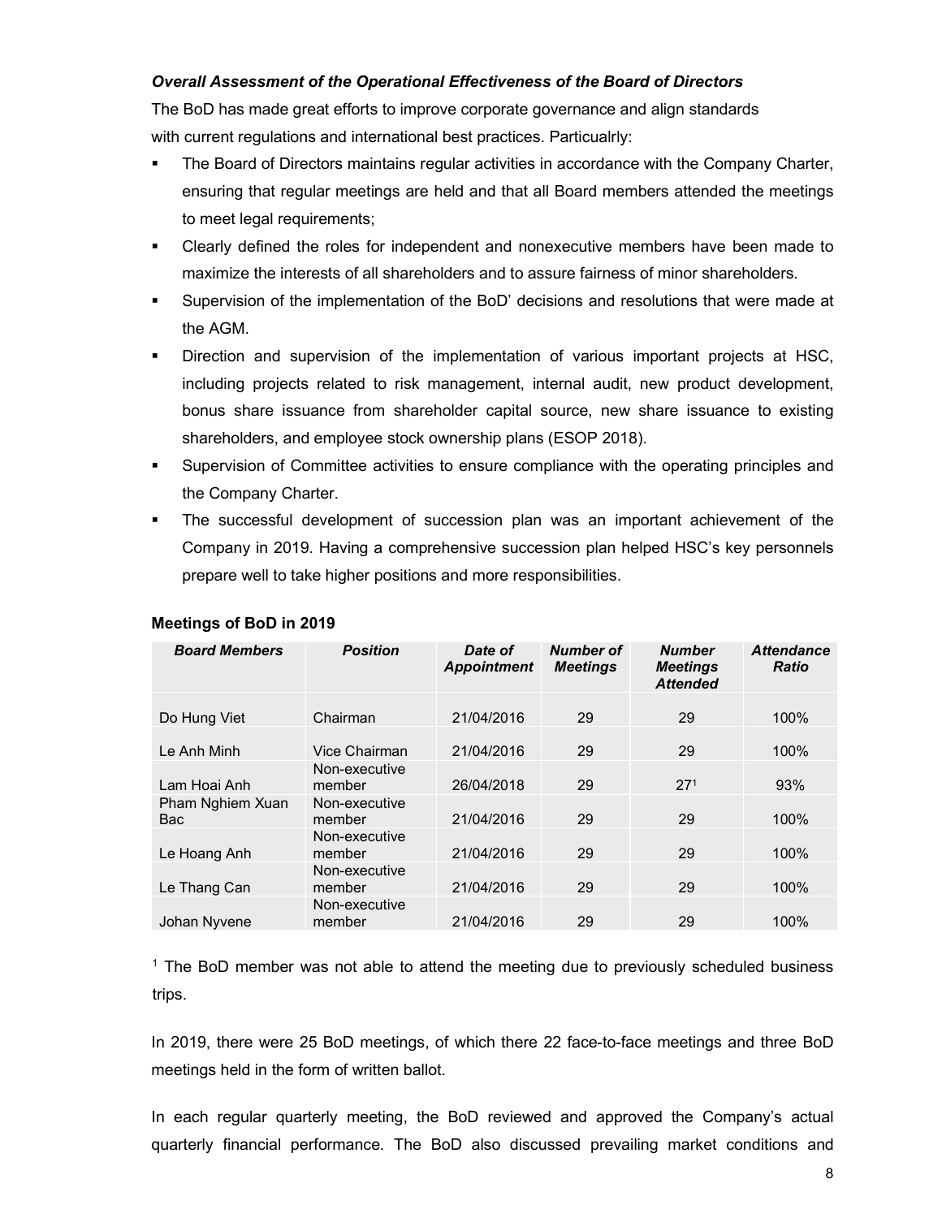### *Overall Assessment of the Operational Effectiveness of the Board of Directors*

The BoD has made great efforts to improve corporate governance and align standards with current regulations and international best practices. Particualrly:

- The Board of Directors maintains regular activities in accordance with the Company Charter, ensuring that regular meetings are held and that all Board members attended the meetings to meet legal requirements;
- Clearly defined the roles for independent and nonexecutive members have been made to maximize the interests of all shareholders and to assure fairness of minor shareholders.
- Supervision of the implementation of the BoD' decisions and resolutions that were made at the AGM.
- Direction and supervision of the implementation of various important projects at HSC, including projects related to risk management, internal audit, new product development, bonus share issuance from shareholder capital source, new share issuance to existing shareholders, and employee stock ownership plans (ESOP 2018).
- Supervision of Committee activities to ensure compliance with the operating principles and the Company Charter.
- The successful development of succession plan was an important achievement of the Company in 2019. Having a comprehensive succession plan helped HSC's key personnels prepare well to take higher positions and more responsibilities.

**Meetings of BoD in 2019**

| *Board Members* | *Position* | *Date of Appointment* | *Number of Meetings* | *Number Meetings Attended* | *Attendance Ratio* |
|---|---|---|---|---|---|
| Do Hung Viet | Chairman | 21/04/2016 | 29 | 29 | 100% |
| Le Anh Minh | Vice Chairman | 21/04/2016 | 29 | 29 | 100% |
| Lam Hoai Anh | Non-executive member | 26/04/2018 | 29 | 27[1] | 93% |
| Pham Nghiem Xuan Bac | Non-executive member | 21/04/2016 | 29 | 29 | 100% |
| Le Hoang Anh | Non-executive member | 21/04/2016 | 29 | 29 | 100% |
| Le Thang Can | Non-executive member | 21/04/2016 | 29 | 29 | 100% |
| Johan Nyvene | Non-executive member | 21/04/2016 | 29 | 29 | 100% |

[1] The BoD member was not able to attend the meeting due to previously scheduled business trips.

In 2019, there were 25 BoD meetings, of which there 22 face-to-face meetings and three BoD meetings held in the form of written ballot.

In each regular quarterly meeting, the BoD reviewed and approved the Company's actual quarterly financial performance. The BoD also discussed prevailing market conditions and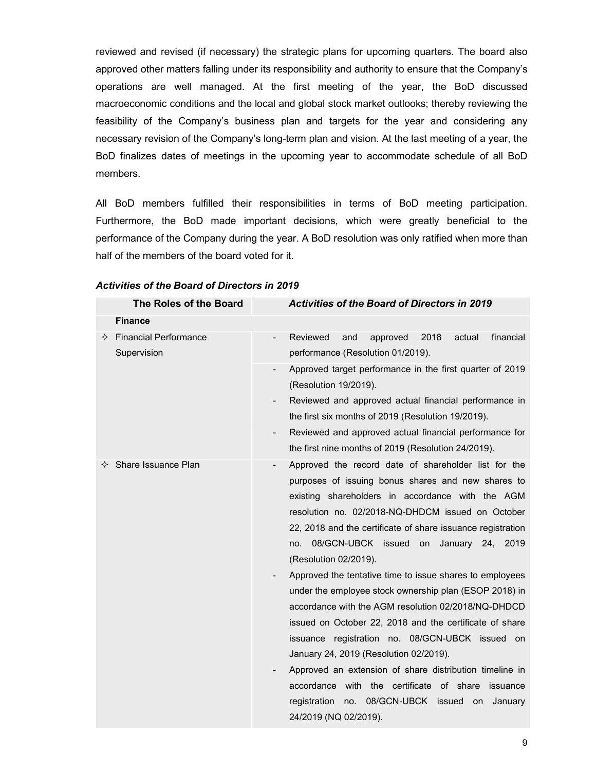reviewed and revised (if necessary) the strategic plans for upcoming quarters. The board also approved other matters falling under its responsibility and authority to ensure that the Company's operations are well managed. At the first meeting of the year, the BoD discussed macroeconomic conditions and the local and global stock market outlooks; thereby reviewing the feasibility of the Company's business plan and targets for the year and considering any necessary revision of the Company's long-term plan and vision. At the last meeting of a year, the BoD finalizes dates of meetings in the upcoming year to accommodate schedule of all BoD members.

All BoD members fulfilled their responsibilities in terms of BoD meeting participation. Furthermore, the BoD made important decisions, which were greatly beneficial to the performance of the Company during the year. A BoD resolution was only ratified when more than half of the members of the board voted for it.

### *Activities of the Board of Directors in 2019*

| The Roles of the Board | *Activities of the Board of Directors in 2019* |
|---|---|
| **Finance** | |
| ✧ Financial Performance Supervision | - Reviewed and approved 2018 actual financial performance (Resolution 01/2019). |
| | - Approved target performance in the first quarter of 2019 (Resolution 19/2019).<br>- Reviewed and approved actual financial performance in the first six months of 2019 (Resolution 19/2019). |
| | - Reviewed and approved actual financial performance for the first nine months of 2019 (Resolution 24/2019). |
| ✧ Share Issuance Plan | - Approved the record date of shareholder list for the purposes of issuing bonus shares and new shares to existing shareholders in accordance with the AGM resolution no. 02/2018-NQ-DHDCM issued on October 22, 2018 and the certificate of share issuance registration no. 08/GCN-UBCK issued on January 24, 2019 (Resolution 02/2019).<br>- Approved the tentative time to issue shares to employees under the employee stock ownership plan (ESOP 2018) in accordance with the AGM resolution 02/2018/NQ-DHDCD issued on October 22, 2018 and the certificate of share issuance registration no. 08/GCN-UBCK issued on January 24, 2019 (Resolution 02/2019).<br>- Approved an extension of share distribution timeline in accordance with the certificate of share issuance registration no. 08/GCN-UBCK issued on January 24/2019 (NQ 02/2019). |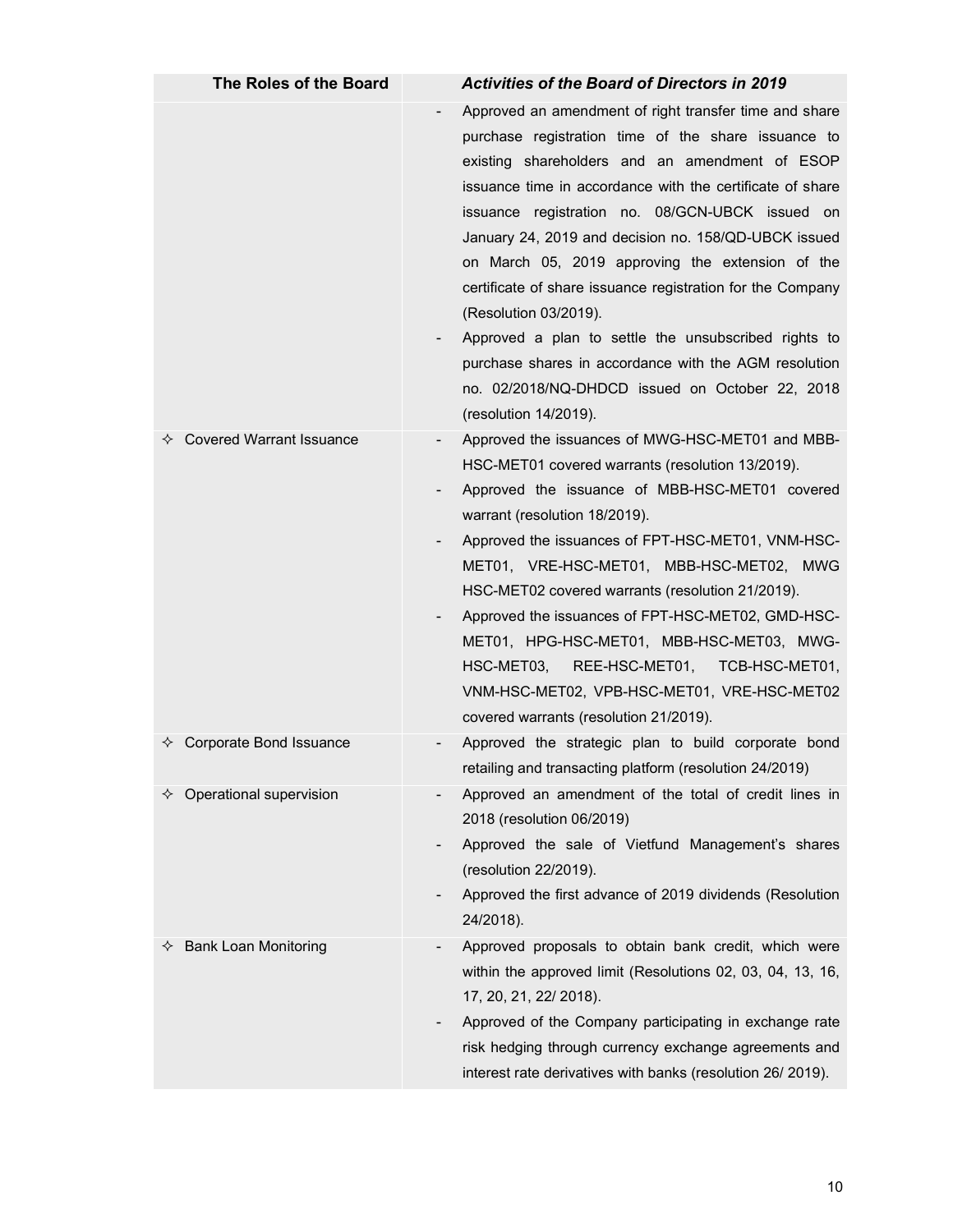| The Roles of the Board | *Activities of the Board of Directors in 2019* |
|---|---|
| | - Approved an amendment of right transfer time and share purchase registration time of the share issuance to existing shareholders and an amendment of ESOP issuance time in accordance with the certificate of share issuance registration no. 08/GCN-UBCK issued on January 24, 2019 and decision no. 158/QD-UBCK issued on March 05, 2019 approving the extension of the certificate of share issuance registration for the Company (Resolution 03/2019).<br>- Approved a plan to settle the unsubscribed rights to purchase shares in accordance with the AGM resolution no. 02/2018/NQ-DHDCD issued on October 22, 2018 (resolution 14/2019). |
| ✧ Covered Warrant Issuance | - Approved the issuances of MWG-HSC-MET01 and MBB-HSC-MET01 covered warrants (resolution 13/2019).<br>- Approved the issuance of MBB-HSC-MET01 covered warrant (resolution 18/2019).<br>- Approved the issuances of FPT-HSC-MET01, VNM-HSC-MET01, VRE-HSC-MET01, MBB-HSC-MET02, MWG HSC-MET02 covered warrants (resolution 21/2019).<br>- Approved the issuances of FPT-HSC-MET02, GMD-HSC-MET01, HPG-HSC-MET01, MBB-HSC-MET03, MWG-HSC-MET03, REE-HSC-MET01, TCB-HSC-MET01, VNM-HSC-MET02, VPB-HSC-MET01, VRE-HSC-MET02 covered warrants (resolution 21/2019). |
| ✧ Corporate Bond Issuance | - Approved the strategic plan to build corporate bond retailing and transacting platform (resolution 24/2019) |
| ✧ Operational supervision | - Approved an amendment of the total of credit lines in 2018 (resolution 06/2019)<br>- Approved the sale of Vietfund Management's shares (resolution 22/2019).<br>- Approved the first advance of 2019 dividends (Resolution 24/2018). |
| ✧ Bank Loan Monitoring | - Approved proposals to obtain bank credit, which were within the approved limit (Resolutions 02, 03, 04, 13, 16, 17, 20, 21, 22/ 2018).<br>- Approved of the Company participating in exchange rate risk hedging through currency exchange agreements and interest rate derivatives with banks (resolution 26/ 2019). |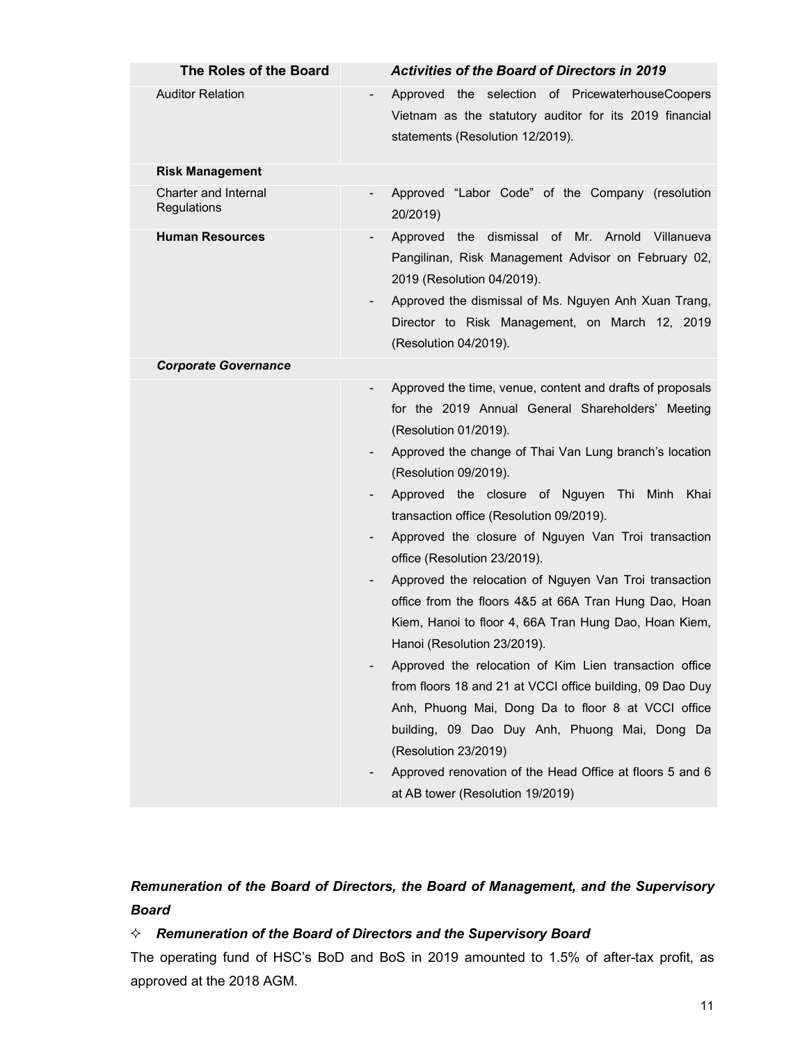| The Roles of the Board | Activities of the Board of Directors in 2019 |
|---|---|
| Auditor Relation | - Approved the selection of PricewaterhouseCoopers Vietnam as the statutory auditor for its 2019 financial statements (Resolution 12/2019). |
| **Risk Management** | |
| Charter and Internal Regulations | - Approved "Labor Code" of the Company (resolution 20/2019) |
| **Human Resources** | - Approved the dismissal of Mr. Arnold Villanueva Pangilinan, Risk Management Advisor on February 02, 2019 (Resolution 04/2019).<br>- Approved the dismissal of Ms. Nguyen Anh Xuan Trang, Director to Risk Management, on March 12, 2019 (Resolution 04/2019). |
| ***Corporate Governance*** | |
| | - Approved the time, venue, content and drafts of proposals for the 2019 Annual General Shareholders' Meeting (Resolution 01/2019).<br>- Approved the change of Thai Van Lung branch's location (Resolution 09/2019).<br>- Approved the closure of Nguyen Thi Minh Khai transaction office (Resolution 09/2019).<br>- Approved the closure of Nguyen Van Troi transaction office (Resolution 23/2019).<br>- Approved the relocation of Nguyen Van Troi transaction office from the floors 4&5 at 66A Tran Hung Dao, Hoan Kiem, Hanoi to floor 4, 66A Tran Hung Dao, Hoan Kiem, Hanoi (Resolution 23/2019).<br>- Approved the relocation of Kim Lien transaction office from floors 18 and 21 at VCCI office building, 09 Dao Duy Anh, Phuong Mai, Dong Da to floor 8 at VCCI office building, 09 Dao Duy Anh, Phuong Mai, Dong Da (Resolution 23/2019)<br>- Approved renovation of the Head Office at floors 5 and 6 at AB tower (Resolution 19/2019) |

***Remuneration of the Board of Directors, the Board of Management, and the Supervisory Board***

✧ ***Remuneration of the Board of Directors and the Supervisory Board***

The operating fund of HSC's BoD and BoS in 2019 amounted to 1.5% of after-tax profit, as approved at the 2018 AGM.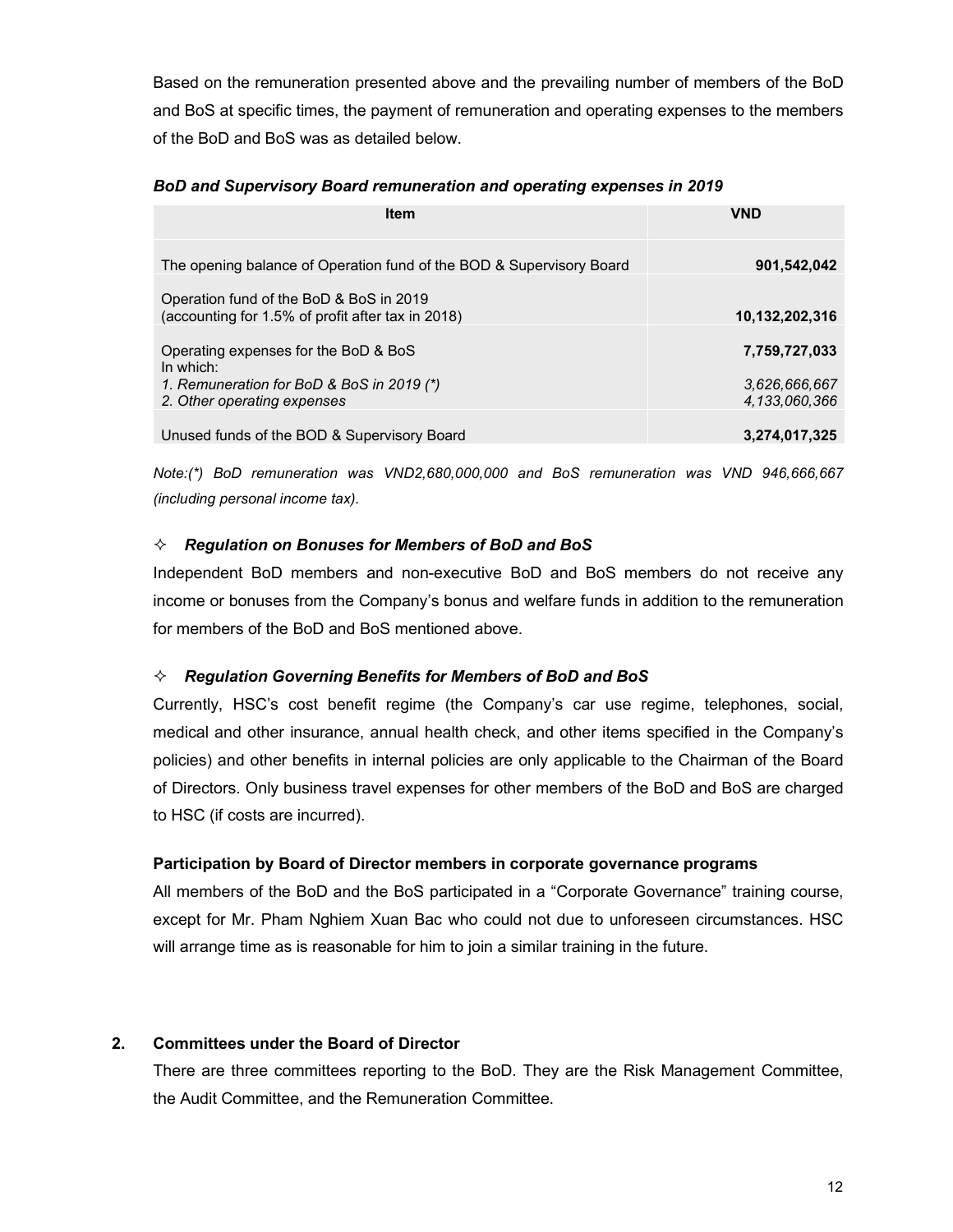Based on the remuneration presented above and the prevailing number of members of the BoD and BoS at specific times, the payment of remuneration and operating expenses to the members of the BoD and BoS was as detailed below.

***BoD and Supervisory Board remuneration and operating expenses in 2019***

| Item | VND |
|---|---|
| The opening balance of Operation fund of the BOD & Supervisory Board | **901,542,042** |
| Operation fund of the BoD & BoS in 2019 (accounting for 1.5% of profit after tax in 2018) | **10,132,202,316** |
| Operating expenses for the BoD & BoS | **7,759,727,033** |
| In which: | |
| *1. Remuneration for BoD & BoS in 2019 (\*)* | *3,626,666,667* |
| *2. Other operating expenses* | *4,133,060,366* |
| Unused funds of the BOD & Supervisory Board | **3,274,017,325** |

*Note:(\*) BoD remuneration was VND2,680,000,000 and BoS remuneration was VND 946,666,667 (including personal income tax).*

✧ ***Regulation on Bonuses for Members of BoD and BoS***

Independent BoD members and non-executive BoD and BoS members do not receive any income or bonuses from the Company's bonus and welfare funds in addition to the remuneration for members of the BoD and BoS mentioned above.

✧ ***Regulation Governing Benefits for Members of BoD and BoS***

Currently, HSC's cost benefit regime (the Company's car use regime, telephones, social, medical and other insurance, annual health check, and other items specified in the Company's policies) and other benefits in internal policies are only applicable to the Chairman of the Board of Directors. Only business travel expenses for other members of the BoD and BoS are charged to HSC (if costs are incurred).

**Participation by Board of Director members in corporate governance programs**

All members of the BoD and the BoS participated in a "Corporate Governance" training course, except for Mr. Pham Nghiem Xuan Bac who could not due to unforeseen circumstances. HSC will arrange time as is reasonable for him to join a similar training in the future.

## 2. Committees under the Board of Director

There are three committees reporting to the BoD. They are the Risk Management Committee, the Audit Committee, and the Remuneration Committee.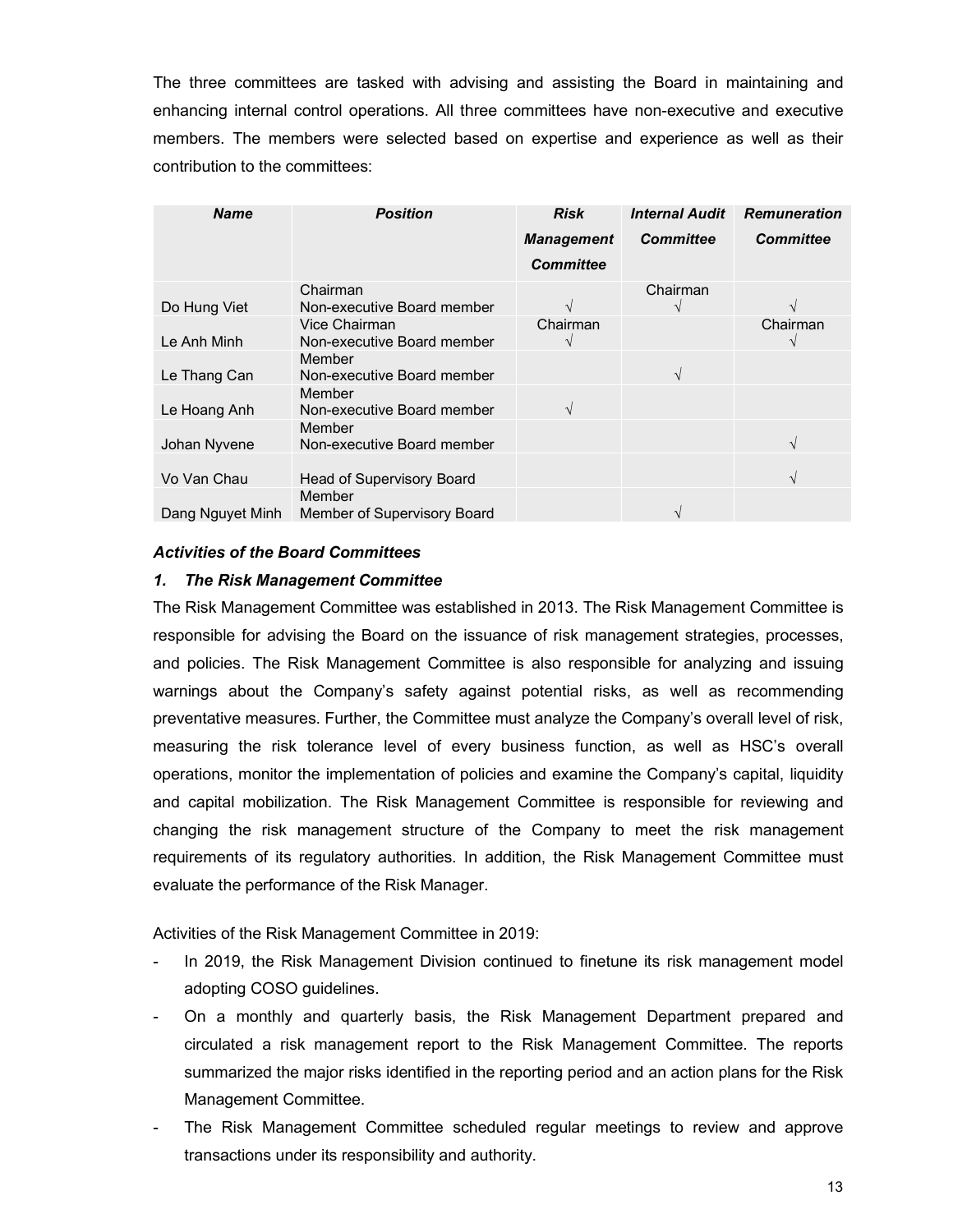The three committees are tasked with advising and assisting the Board in maintaining and enhancing internal control operations. All three committees have non-executive and executive members. The members were selected based on expertise and experience as well as their contribution to the committees:

| *Name* | *Position* | *Risk Management Committee* | *Internal Audit Committee* | *Remuneration Committee* |
|---|---|---|---|---|
| Do Hung Viet | Chairman<br>Non-executive Board member | √ | Chairman<br>√ | √ |
| Le Anh Minh | Vice Chairman<br>Non-executive Board member | Chairman<br>√ | | Chairman<br>√ |
| Le Thang Can | Member<br>Non-executive Board member | | √ | |
| Le Hoang Anh | Member<br>Non-executive Board member | √ | | |
| Johan Nyvene | Member<br>Non-executive Board member | | | √ |
| Vo Van Chau | Head of Supervisory Board | | | √ |
| Dang Nguyet Minh | Member<br>Member of Supervisory Board | | √ | |

### *Activities of the Board Committees*

#### *1. The Risk Management Committee*

The Risk Management Committee was established in 2013. The Risk Management Committee is responsible for advising the Board on the issuance of risk management strategies, processes, and policies. The Risk Management Committee is also responsible for analyzing and issuing warnings about the Company's safety against potential risks, as well as recommending preventative measures. Further, the Committee must analyze the Company's overall level of risk, measuring the risk tolerance level of every business function, as well as HSC's overall operations, monitor the implementation of policies and examine the Company's capital, liquidity and capital mobilization. The Risk Management Committee is responsible for reviewing and changing the risk management structure of the Company to meet the risk management requirements of its regulatory authorities. In addition, the Risk Management Committee must evaluate the performance of the Risk Manager.

Activities of the Risk Management Committee in 2019:

- In 2019, the Risk Management Division continued to finetune its risk management model adopting COSO guidelines.
- On a monthly and quarterly basis, the Risk Management Department prepared and circulated a risk management report to the Risk Management Committee. The reports summarized the major risks identified in the reporting period and an action plans for the Risk Management Committee.
- The Risk Management Committee scheduled regular meetings to review and approve transactions under its responsibility and authority.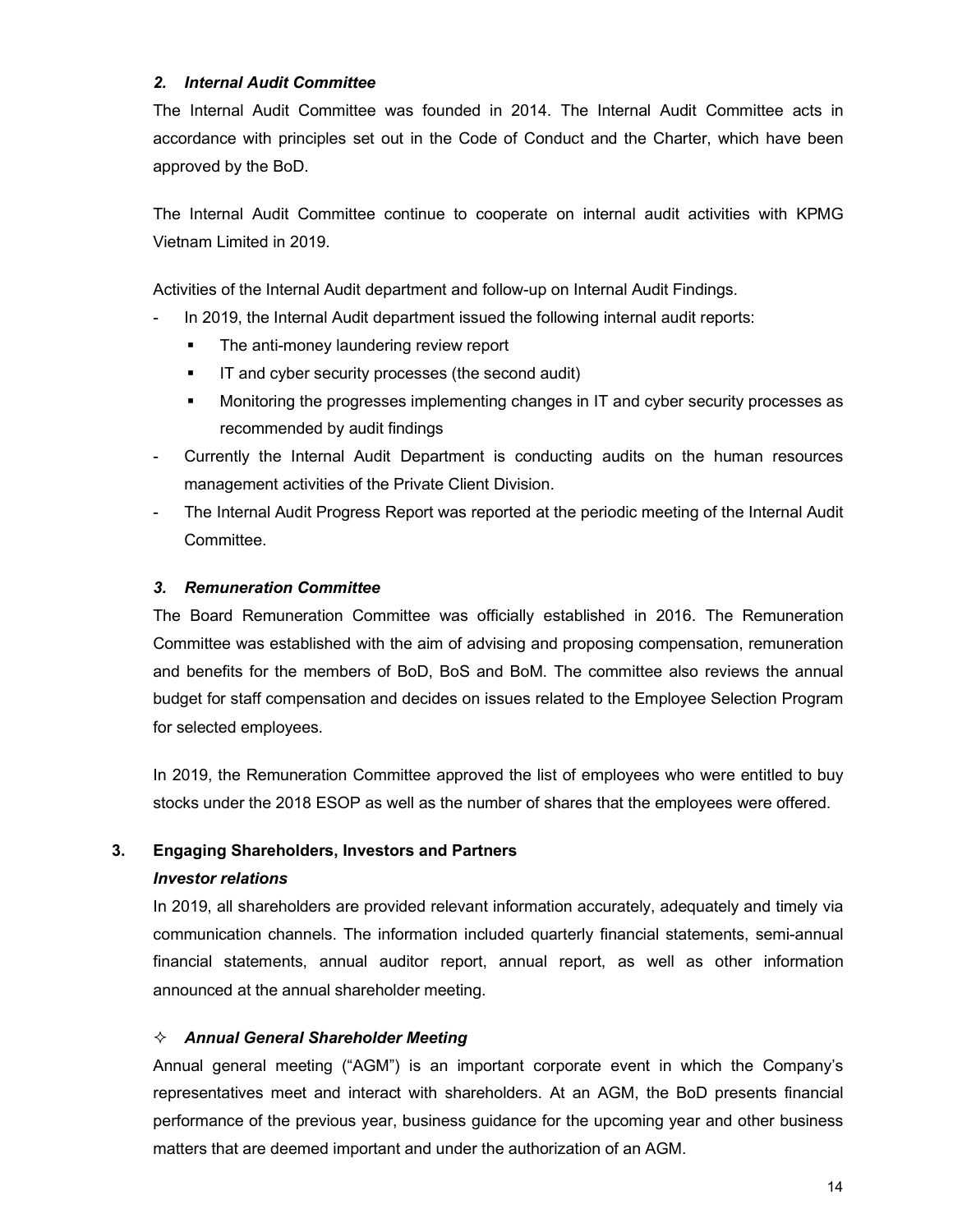### *2. Internal Audit Committee*

The Internal Audit Committee was founded in 2014. The Internal Audit Committee acts in accordance with principles set out in the Code of Conduct and the Charter, which have been approved by the BoD.

The Internal Audit Committee continue to cooperate on internal audit activities with KPMG Vietnam Limited in 2019.

Activities of the Internal Audit department and follow-up on Internal Audit Findings.

- In 2019, the Internal Audit department issued the following internal audit reports:
  - The anti-money laundering review report
  - IT and cyber security processes (the second audit)
  - Monitoring the progresses implementing changes in IT and cyber security processes as recommended by audit findings
- Currently the Internal Audit Department is conducting audits on the human resources management activities of the Private Client Division.
- The Internal Audit Progress Report was reported at the periodic meeting of the Internal Audit Committee.

### *3. Remuneration Committee*

The Board Remuneration Committee was officially established in 2016. The Remuneration Committee was established with the aim of advising and proposing compensation, remuneration and benefits for the members of BoD, BoS and BoM. The committee also reviews the annual budget for staff compensation and decides on issues related to the Employee Selection Program for selected employees.

In 2019, the Remuneration Committee approved the list of employees who were entitled to buy stocks under the 2018 ESOP as well as the number of shares that the employees were offered.

## 3. Engaging Shareholders, Investors and Partners

***Investor relations***

In 2019, all shareholders are provided relevant information accurately, adequately and timely via communication channels. The information included quarterly financial statements, semi-annual financial statements, annual auditor report, annual report, as well as other information announced at the annual shareholder meeting.

✧ ***Annual General Shareholder Meeting***

Annual general meeting ("AGM") is an important corporate event in which the Company's representatives meet and interact with shareholders. At an AGM, the BoD presents financial performance of the previous year, business guidance for the upcoming year and other business matters that are deemed important and under the authorization of an AGM.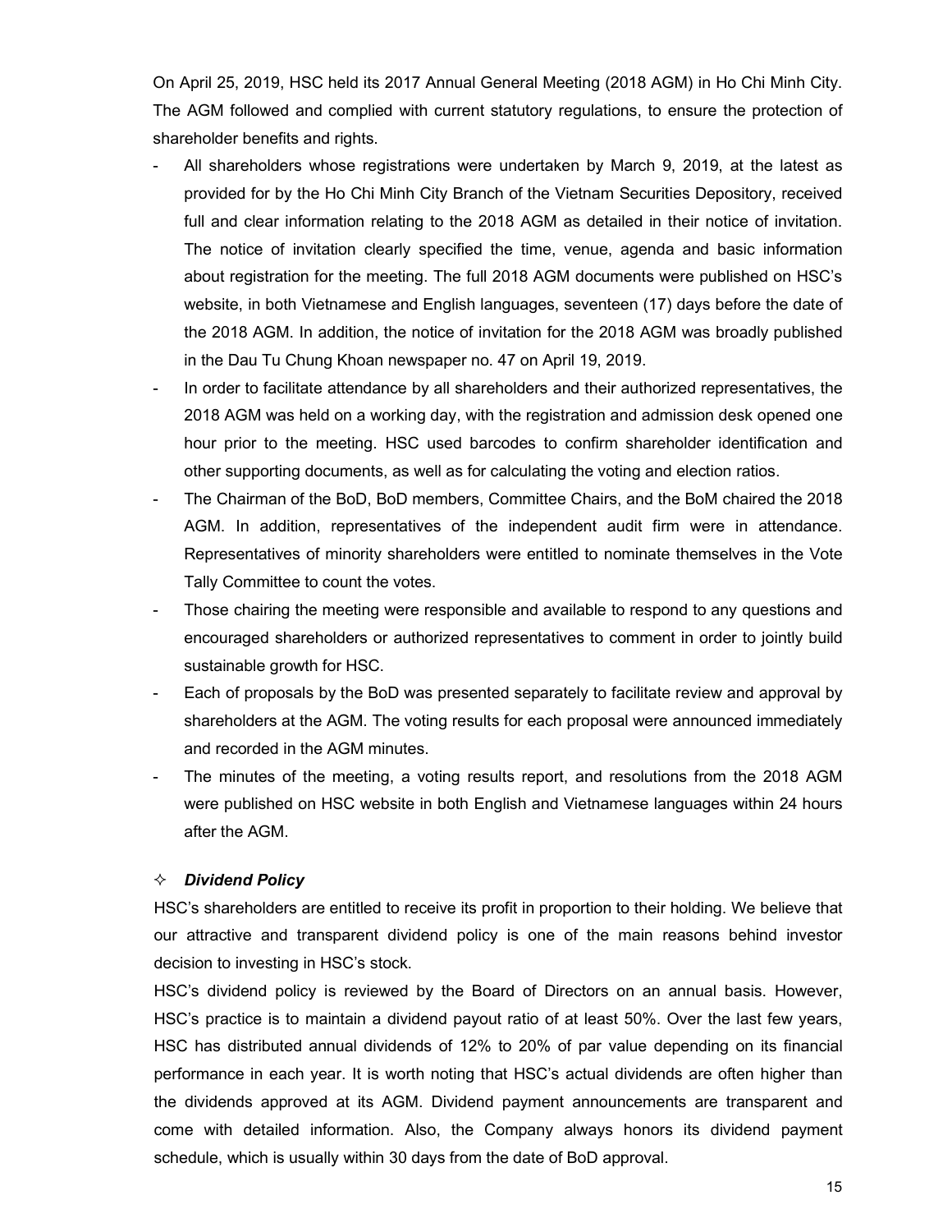On April 25, 2019, HSC held its 2017 Annual General Meeting (2018 AGM) in Ho Chi Minh City. The AGM followed and complied with current statutory regulations, to ensure the protection of shareholder benefits and rights.

- All shareholders whose registrations were undertaken by March 9, 2019, at the latest as provided for by the Ho Chi Minh City Branch of the Vietnam Securities Depository, received full and clear information relating to the 2018 AGM as detailed in their notice of invitation. The notice of invitation clearly specified the time, venue, agenda and basic information about registration for the meeting. The full 2018 AGM documents were published on HSC's website, in both Vietnamese and English languages, seventeen (17) days before the date of the 2018 AGM. In addition, the notice of invitation for the 2018 AGM was broadly published in the Dau Tu Chung Khoan newspaper no. 47 on April 19, 2019.
- In order to facilitate attendance by all shareholders and their authorized representatives, the 2018 AGM was held on a working day, with the registration and admission desk opened one hour prior to the meeting. HSC used barcodes to confirm shareholder identification and other supporting documents, as well as for calculating the voting and election ratios.
- The Chairman of the BoD, BoD members, Committee Chairs, and the BoM chaired the 2018 AGM. In addition, representatives of the independent audit firm were in attendance. Representatives of minority shareholders were entitled to nominate themselves in the Vote Tally Committee to count the votes.
- Those chairing the meeting were responsible and available to respond to any questions and encouraged shareholders or authorized representatives to comment in order to jointly build sustainable growth for HSC.
- Each of proposals by the BoD was presented separately to facilitate review and approval by shareholders at the AGM. The voting results for each proposal were announced immediately and recorded in the AGM minutes.
- The minutes of the meeting, a voting results report, and resolutions from the 2018 AGM were published on HSC website in both English and Vietnamese languages within 24 hours after the AGM.

✧ ***Dividend Policy***

HSC's shareholders are entitled to receive its profit in proportion to their holding. We believe that our attractive and transparent dividend policy is one of the main reasons behind investor decision to investing in HSC's stock.

HSC's dividend policy is reviewed by the Board of Directors on an annual basis. However, HSC's practice is to maintain a dividend payout ratio of at least 50%. Over the last few years, HSC has distributed annual dividends of 12% to 20% of par value depending on its financial performance in each year. It is worth noting that HSC's actual dividends are often higher than the dividends approved at its AGM. Dividend payment announcements are transparent and come with detailed information. Also, the Company always honors its dividend payment schedule, which is usually within 30 days from the date of BoD approval.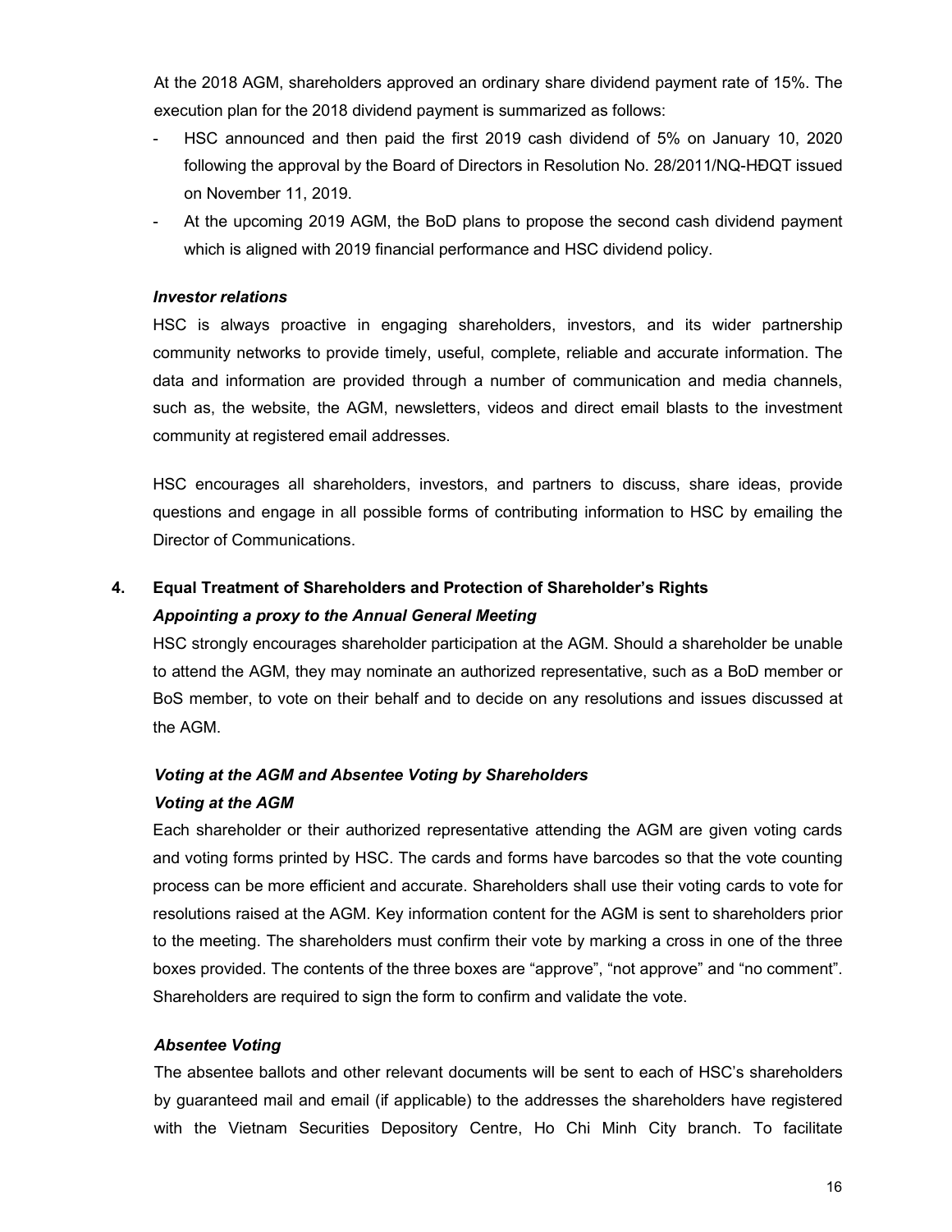At the 2018 AGM, shareholders approved an ordinary share dividend payment rate of 15%. The execution plan for the 2018 dividend payment is summarized as follows:

- HSC announced and then paid the first 2019 cash dividend of 5% on January 10, 2020 following the approval by the Board of Directors in Resolution No. 28/2011/NQ-HĐQT issued on November 11, 2019.
- At the upcoming 2019 AGM, the BoD plans to propose the second cash dividend payment which is aligned with 2019 financial performance and HSC dividend policy.

***Investor relations***

HSC is always proactive in engaging shareholders, investors, and its wider partnership community networks to provide timely, useful, complete, reliable and accurate information. The data and information are provided through a number of communication and media channels, such as, the website, the AGM, newsletters, videos and direct email blasts to the investment community at registered email addresses.

HSC encourages all shareholders, investors, and partners to discuss, share ideas, provide questions and engage in all possible forms of contributing information to HSC by emailing the Director of Communications.

## 4. Equal Treatment of Shareholders and Protection of Shareholder's Rights

***Appointing a proxy to the Annual General Meeting***

HSC strongly encourages shareholder participation at the AGM. Should a shareholder be unable to attend the AGM, they may nominate an authorized representative, such as a BoD member or BoS member, to vote on their behalf and to decide on any resolutions and issues discussed at the AGM.

***Voting at the AGM and Absentee Voting by Shareholders***

***Voting at the AGM***

Each shareholder or their authorized representative attending the AGM are given voting cards and voting forms printed by HSC. The cards and forms have barcodes so that the vote counting process can be more efficient and accurate. Shareholders shall use their voting cards to vote for resolutions raised at the AGM. Key information content for the AGM is sent to shareholders prior to the meeting. The shareholders must confirm their vote by marking a cross in one of the three boxes provided. The contents of the three boxes are "approve", "not approve" and "no comment". Shareholders are required to sign the form to confirm and validate the vote.

***Absentee Voting***

The absentee ballots and other relevant documents will be sent to each of HSC's shareholders by guaranteed mail and email (if applicable) to the addresses the shareholders have registered with the Vietnam Securities Depository Centre, Ho Chi Minh City branch. To facilitate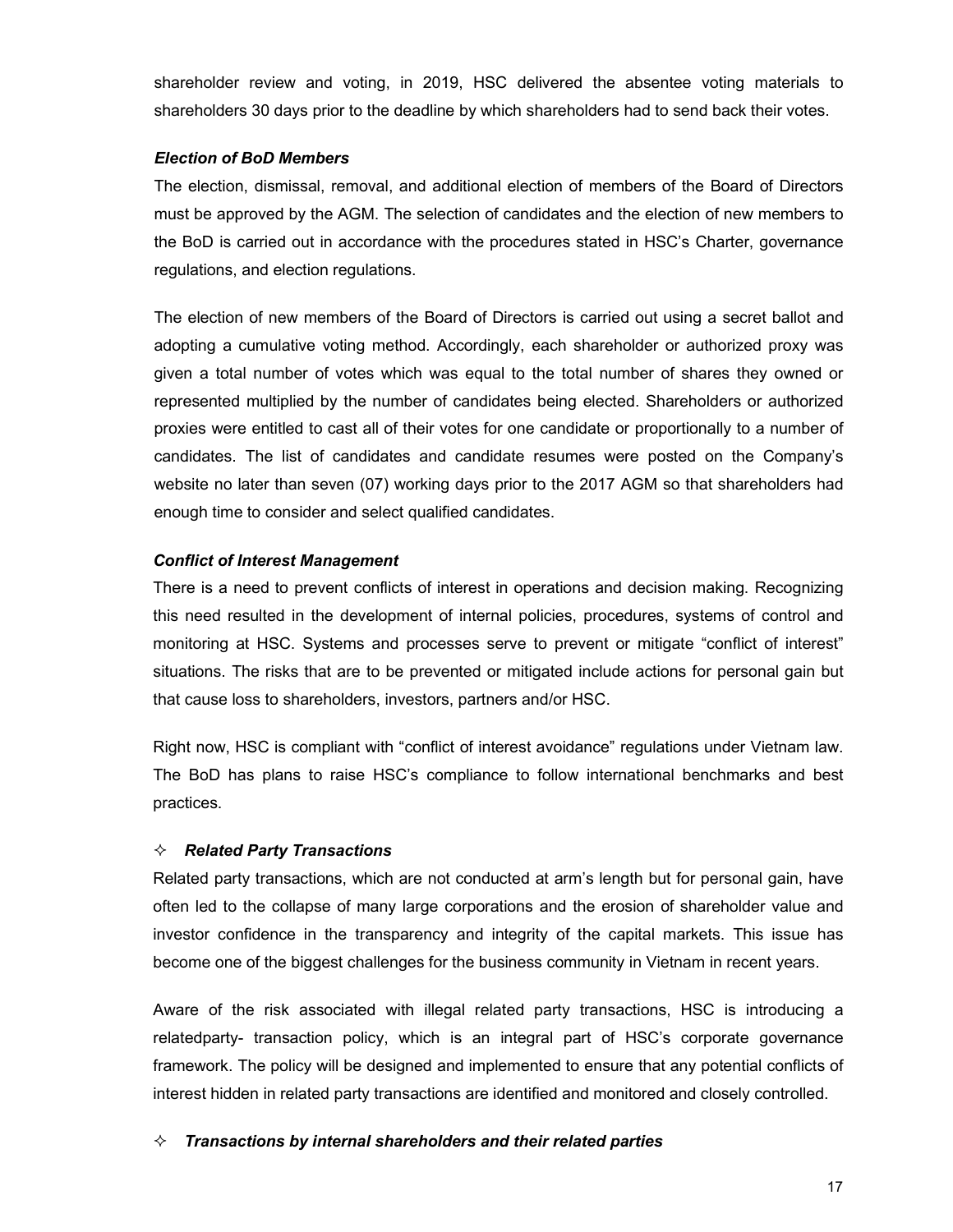shareholder review and voting, in 2019, HSC delivered the absentee voting materials to shareholders 30 days prior to the deadline by which shareholders had to send back their votes.

***Election of BoD Members***

The election, dismissal, removal, and additional election of members of the Board of Directors must be approved by the AGM. The selection of candidates and the election of new members to the BoD is carried out in accordance with the procedures stated in HSC's Charter, governance regulations, and election regulations.

The election of new members of the Board of Directors is carried out using a secret ballot and adopting a cumulative voting method. Accordingly, each shareholder or authorized proxy was given a total number of votes which was equal to the total number of shares they owned or represented multiplied by the number of candidates being elected. Shareholders or authorized proxies were entitled to cast all of their votes for one candidate or proportionally to a number of candidates. The list of candidates and candidate resumes were posted on the Company's website no later than seven (07) working days prior to the 2017 AGM so that shareholders had enough time to consider and select qualified candidates.

***Conflict of Interest Management***

There is a need to prevent conflicts of interest in operations and decision making. Recognizing this need resulted in the development of internal policies, procedures, systems of control and monitoring at HSC. Systems and processes serve to prevent or mitigate "conflict of interest" situations. The risks that are to be prevented or mitigated include actions for personal gain but that cause loss to shareholders, investors, partners and/or HSC.

Right now, HSC is compliant with "conflict of interest avoidance" regulations under Vietnam law. The BoD has plans to raise HSC's compliance to follow international benchmarks and best practices.

✧ ***Related Party Transactions***

Related party transactions, which are not conducted at arm's length but for personal gain, have often led to the collapse of many large corporations and the erosion of shareholder value and investor confidence in the transparency and integrity of the capital markets. This issue has become one of the biggest challenges for the business community in Vietnam in recent years.

Aware of the risk associated with illegal related party transactions, HSC is introducing a relatedparty- transaction policy, which is an integral part of HSC's corporate governance framework. The policy will be designed and implemented to ensure that any potential conflicts of interest hidden in related party transactions are identified and monitored and closely controlled.

✧ ***Transactions by internal shareholders and their related parties***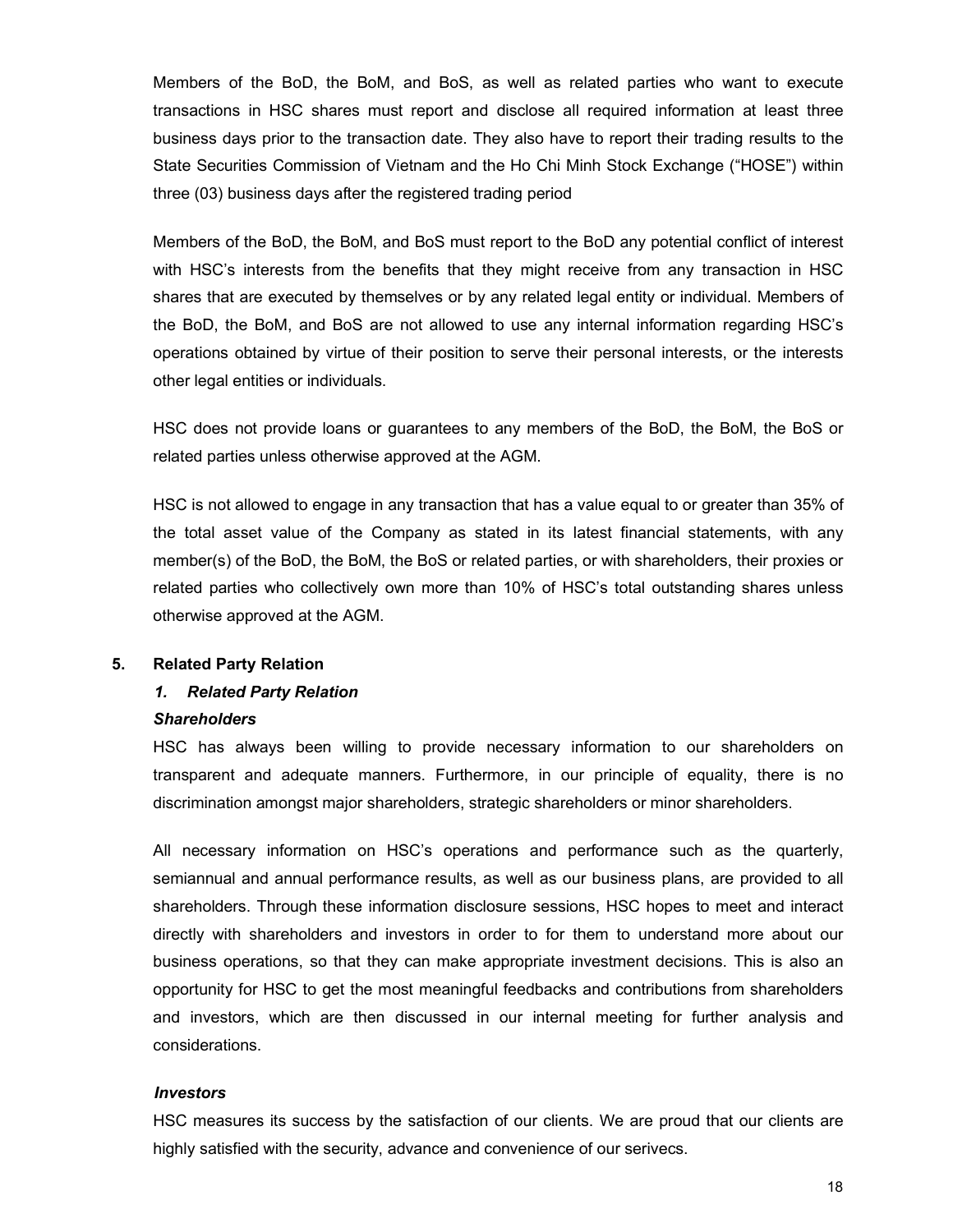Members of the BoD, the BoM, and BoS, as well as related parties who want to execute transactions in HSC shares must report and disclose all required information at least three business days prior to the transaction date. They also have to report their trading results to the State Securities Commission of Vietnam and the Ho Chi Minh Stock Exchange ("HOSE") within three (03) business days after the registered trading period

Members of the BoD, the BoM, and BoS must report to the BoD any potential conflict of interest with HSC's interests from the benefits that they might receive from any transaction in HSC shares that are executed by themselves or by any related legal entity or individual. Members of the BoD, the BoM, and BoS are not allowed to use any internal information regarding HSC's operations obtained by virtue of their position to serve their personal interests, or the interests other legal entities or individuals.

HSC does not provide loans or guarantees to any members of the BoD, the BoM, the BoS or related parties unless otherwise approved at the AGM.

HSC is not allowed to engage in any transaction that has a value equal to or greater than 35% of the total asset value of the Company as stated in its latest financial statements, with any member(s) of the BoD, the BoM, the BoS or related parties, or with shareholders, their proxies or related parties who collectively own more than 10% of HSC's total outstanding shares unless otherwise approved at the AGM.

## 5. Related Party Relation

### *1. Related Party Relation*

***Shareholders***

HSC has always been willing to provide necessary information to our shareholders on transparent and adequate manners. Furthermore, in our principle of equality, there is no discrimination amongst major shareholders, strategic shareholders or minor shareholders.

All necessary information on HSC's operations and performance such as the quarterly, semiannual and annual performance results, as well as our business plans, are provided to all shareholders. Through these information disclosure sessions, HSC hopes to meet and interact directly with shareholders and investors in order to for them to understand more about our business operations, so that they can make appropriate investment decisions. This is also an opportunity for HSC to get the most meaningful feedbacks and contributions from shareholders and investors, which are then discussed in our internal meeting for further analysis and considerations.

***Investors***

HSC measures its success by the satisfaction of our clients. We are proud that our clients are highly satisfied with the security, advance and convenience of our serivecs.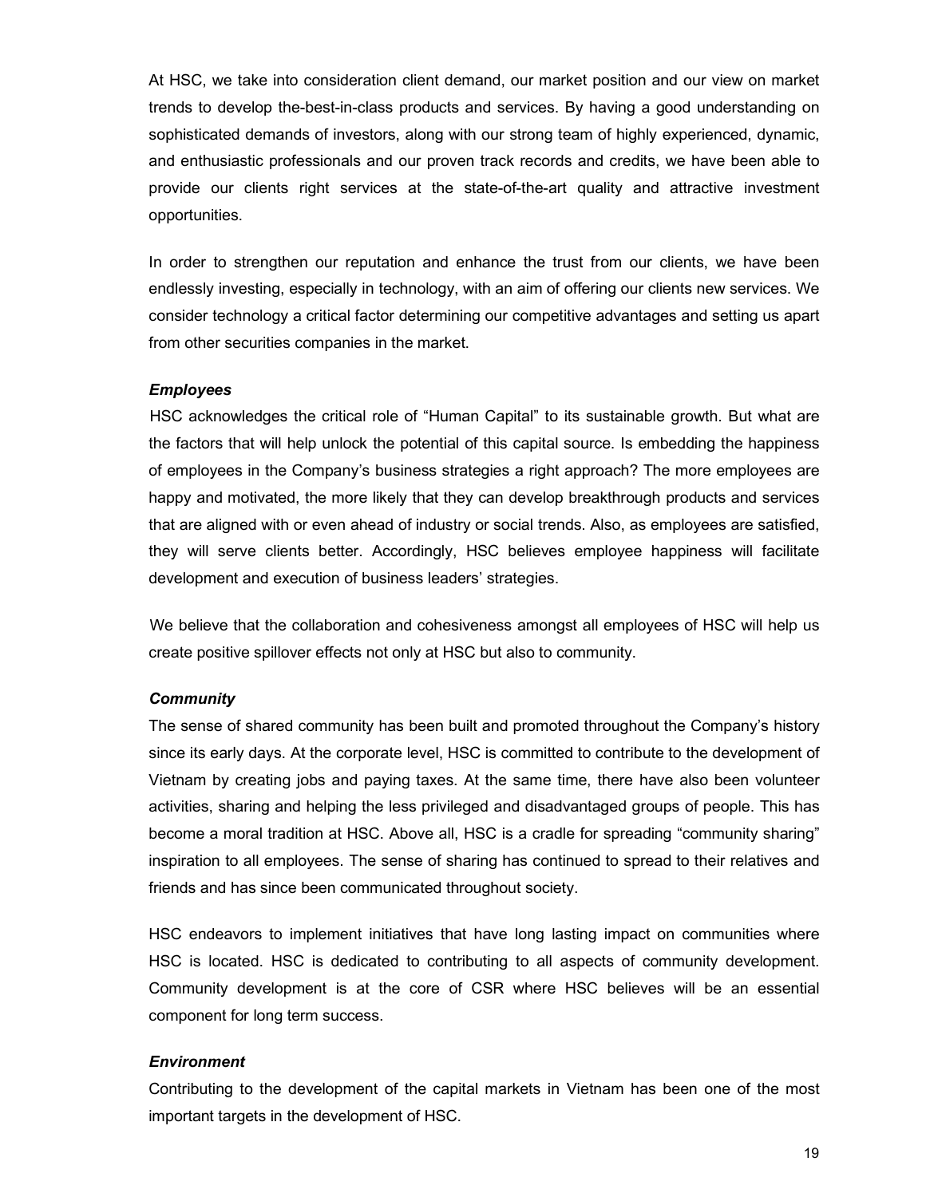At HSC, we take into consideration client demand, our market position and our view on market trends to develop the-best-in-class products and services. By having a good understanding on sophisticated demands of investors, along with our strong team of highly experienced, dynamic, and enthusiastic professionals and our proven track records and credits, we have been able to provide our clients right services at the state-of-the-art quality and attractive investment opportunities.

In order to strengthen our reputation and enhance the trust from our clients, we have been endlessly investing, especially in technology, with an aim of offering our clients new services. We consider technology a critical factor determining our competitive advantages and setting us apart from other securities companies in the market.

***Employees***

HSC acknowledges the critical role of "Human Capital" to its sustainable growth. But what are the factors that will help unlock the potential of this capital source. Is embedding the happiness of employees in the Company's business strategies a right approach? The more employees are happy and motivated, the more likely that they can develop breakthrough products and services that are aligned with or even ahead of industry or social trends. Also, as employees are satisfied, they will serve clients better. Accordingly, HSC believes employee happiness will facilitate development and execution of business leaders' strategies.

We believe that the collaboration and cohesiveness amongst all employees of HSC will help us create positive spillover effects not only at HSC but also to community.

***Community***

The sense of shared community has been built and promoted throughout the Company's history since its early days. At the corporate level, HSC is committed to contribute to the development of Vietnam by creating jobs and paying taxes. At the same time, there have also been volunteer activities, sharing and helping the less privileged and disadvantaged groups of people. This has become a moral tradition at HSC. Above all, HSC is a cradle for spreading "community sharing" inspiration to all employees. The sense of sharing has continued to spread to their relatives and friends and has since been communicated throughout society.

HSC endeavors to implement initiatives that have long lasting impact on communities where HSC is located. HSC is dedicated to contributing to all aspects of community development. Community development is at the core of CSR where HSC believes will be an essential component for long term success.

***Environment***

Contributing to the development of the capital markets in Vietnam has been one of the most important targets in the development of HSC.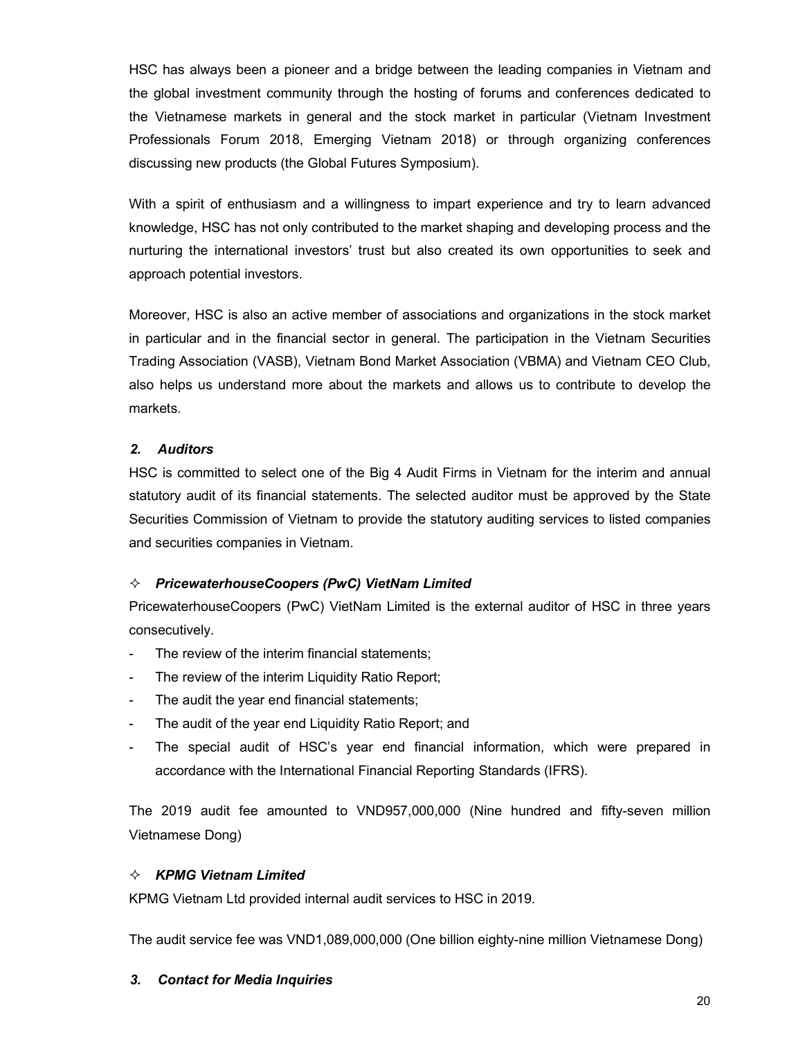HSC has always been a pioneer and a bridge between the leading companies in Vietnam and the global investment community through the hosting of forums and conferences dedicated to the Vietnamese markets in general and the stock market in particular (Vietnam Investment Professionals Forum 2018, Emerging Vietnam 2018) or through organizing conferences discussing new products (the Global Futures Symposium).

With a spirit of enthusiasm and a willingness to impart experience and try to learn advanced knowledge, HSC has not only contributed to the market shaping and developing process and the nurturing the international investors' trust but also created its own opportunities to seek and approach potential investors.

Moreover, HSC is also an active member of associations and organizations in the stock market in particular and in the financial sector in general. The participation in the Vietnam Securities Trading Association (VASB), Vietnam Bond Market Association (VBMA) and Vietnam CEO Club, also helps us understand more about the markets and allows us to contribute to develop the markets.

### *2. Auditors*

HSC is committed to select one of the Big 4 Audit Firms in Vietnam for the interim and annual statutory audit of its financial statements. The selected auditor must be approved by the State Securities Commission of Vietnam to provide the statutory auditing services to listed companies and securities companies in Vietnam.

✧ ***PricewaterhouseCoopers (PwC) VietNam Limited***

PricewaterhouseCoopers (PwC) VietNam Limited is the external auditor of HSC in three years consecutively.

- The review of the interim financial statements;
- The review of the interim Liquidity Ratio Report;
- The audit the year end financial statements;
- The audit of the year end Liquidity Ratio Report; and
- The special audit of HSC's year end financial information, which were prepared in accordance with the International Financial Reporting Standards (IFRS).

The 2019 audit fee amounted to VND957,000,000 (Nine hundred and fifty-seven million Vietnamese Dong)

✧ ***KPMG Vietnam Limited***

KPMG Vietnam Ltd provided internal audit services to HSC in 2019.

The audit service fee was VND1,089,000,000 (One billion eighty-nine million Vietnamese Dong)

### *3. Contact for Media Inquiries*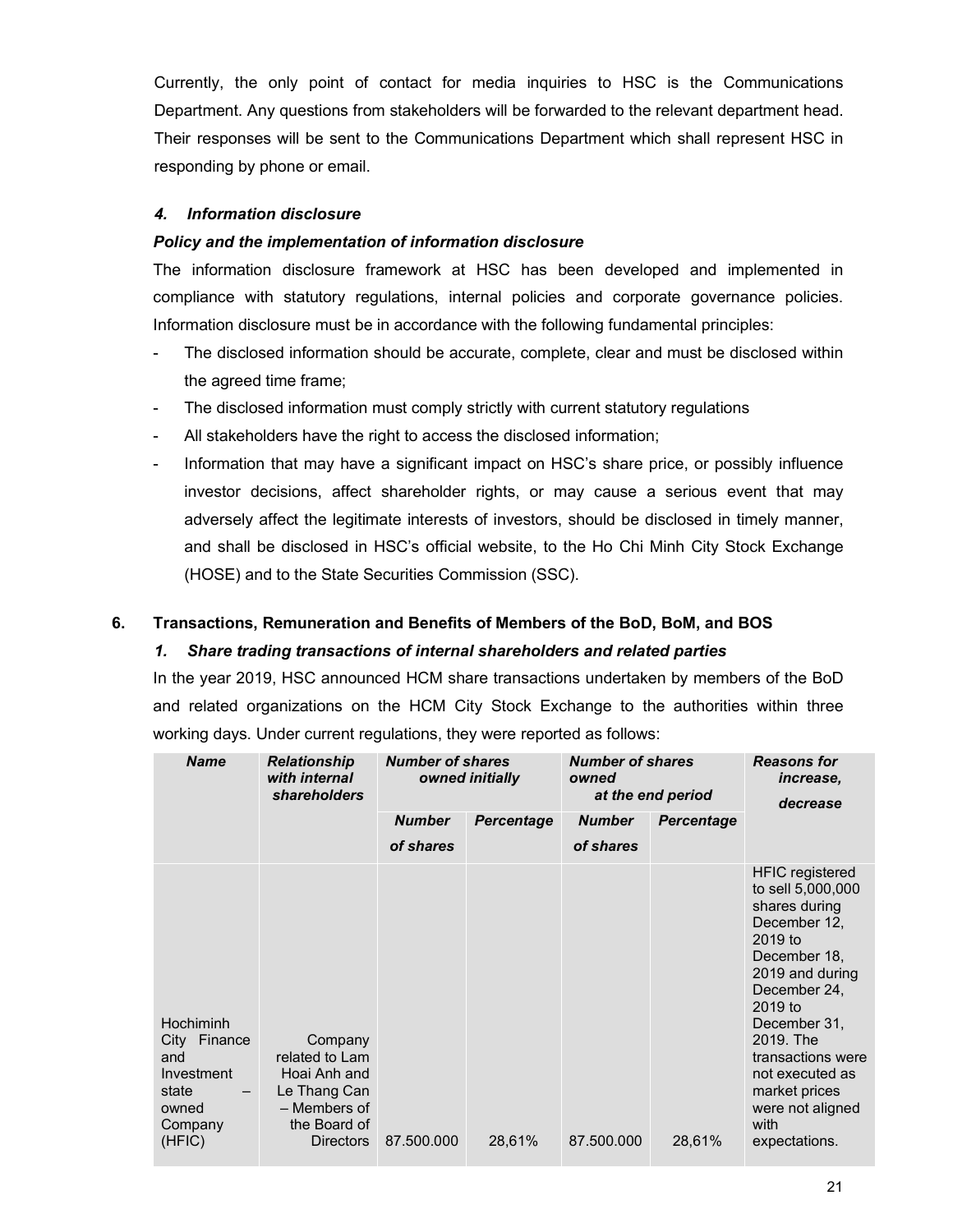Currently, the only point of contact for media inquiries to HSC is the Communications Department. Any questions from stakeholders will be forwarded to the relevant department head. Their responses will be sent to the Communications Department which shall represent HSC in responding by phone or email.

#### *4. Information disclosure*

***Policy and the implementation of information disclosure***

The information disclosure framework at HSC has been developed and implemented in compliance with statutory regulations, internal policies and corporate governance policies. Information disclosure must be in accordance with the following fundamental principles:

- The disclosed information should be accurate, complete, clear and must be disclosed within the agreed time frame;
- The disclosed information must comply strictly with current statutory regulations
- All stakeholders have the right to access the disclosed information;
- Information that may have a significant impact on HSC's share price, or possibly influence investor decisions, affect shareholder rights, or may cause a serious event that may adversely affect the legitimate interests of investors, should be disclosed in timely manner, and shall be disclosed in HSC's official website, to the Ho Chi Minh City Stock Exchange (HOSE) and to the State Securities Commission (SSC).

### 6. Transactions, Remuneration and Benefits of Members of the BoD, BoM, and BOS

#### *1. Share trading transactions of internal shareholders and related parties*

In the year 2019, HSC announced HCM share transactions undertaken by members of the BoD and related organizations on the HCM City Stock Exchange to the authorities within three working days. Under current regulations, they were reported as follows:

| *Name* | *Relationship with internal shareholders* | *Number of shares owned initially* | | *Number of shares owned at the end period* | | *Reasons for increase, decrease* |
|---|---|---|---|---|---|---|
| | | *Number of shares* | *Percentage* | *Number of shares* | *Percentage* | |
| Hochiminh City Finance and Investment state – owned Company (HFIC) | Company related to Lam Hoai Anh and Le Thang Can – Members of the Board of Directors | 87.500.000 | 28,61% | 87.500.000 | 28,61% | HFIC registered to sell 5,000,000 shares during December 12, 2019 to December 18, 2019 and during December 24, 2019 to December 31, 2019. The transactions were not executed as market prices were not aligned with expectations. |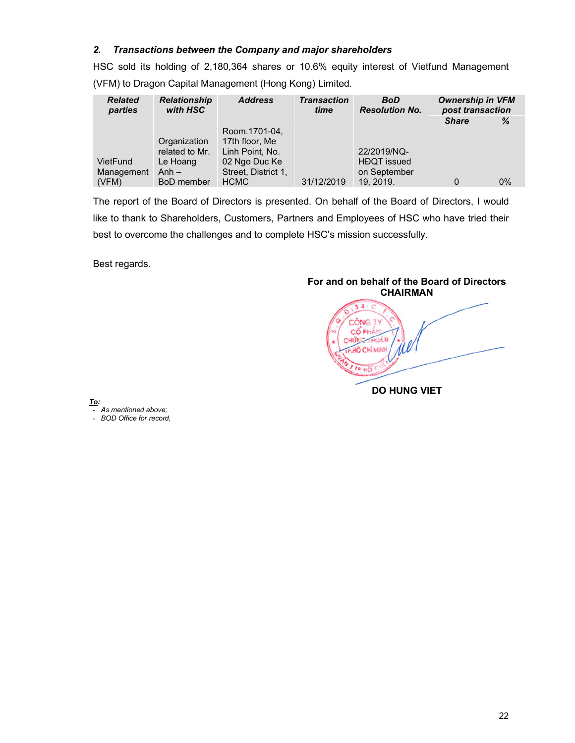### *2. Transactions between the Company and major shareholders*

HSC sold its holding of 2,180,364 shares or 10.6% equity interest of Vietfund Management (VFM) to Dragon Capital Management (Hong Kong) Limited.

| ***Related parties*** | ***Relationship with HSC*** | ***Address*** | ***Transaction time*** | ***BoD Resolution No.*** | ***Ownership in VFM post transaction*** | |
|---|---|---|---|---|---|---|
| | | | | | ***Share*** | ***%*** |
| VietFund Management (VFM) | Organization related to Mr. Le Hoang Anh – BoD member | Room.1701-04, 17th floor, Me Linh Point, No. 02 Ngo Duc Ke Street, District 1, HCMC | 31/12/2019 | 22/2019/NQ-HĐQT issued on September 19, 2019. | 0 | 0% |

The report of the Board of Directors is presented. On behalf of the Board of Directors, I would like to thank to Shareholders, Customers, Partners and Employees of HSC who have tried their best to overcome the challenges and to complete HSC's mission successfully.

Best regards.

**For and on behalf of the Board of Directors**
**CHAIRMAN**

CÔNG TY CỔ PHẦN CHỨNG KHOÁN TP.HỒ CHÍ MINH

**DO HUNG VIET**

***To:***
- *As mentioned above;*
- *BOD Office for record,*